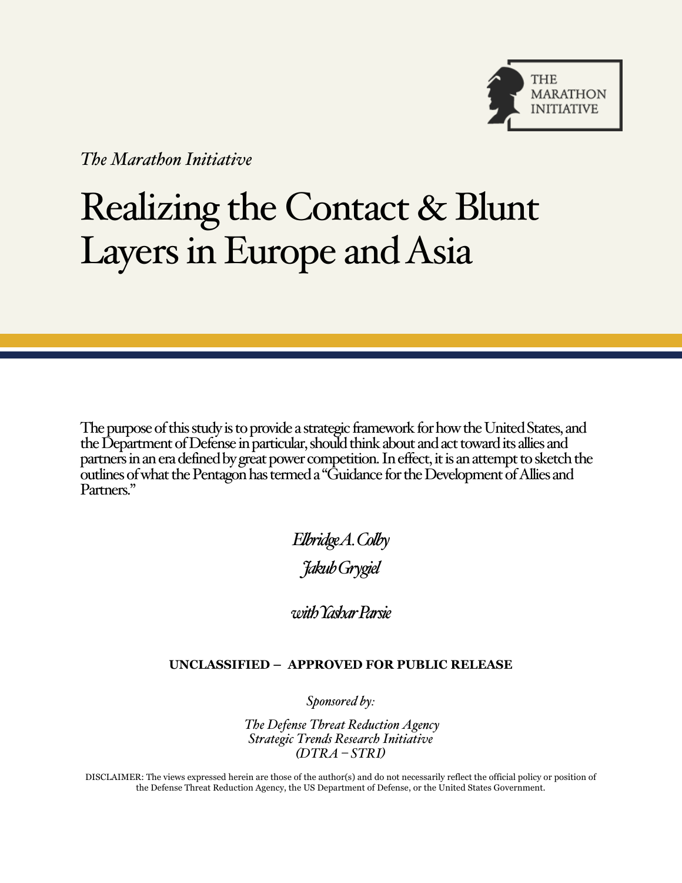THE MARATHON INITIATIVE

*The Marathon Initiative*

# Realizing the Contact & Blunt Layers in Europe and Asia

The purpose of this study is to provide a strategic framework for how the United States, and the Department of Defense in particular, should think about and act toward its allies and partners in an era defined by great power competition. In effect, it is an attempt to sketch the outlines of what the Pentagon has termed a "Guidance for the Development of Allies and Partners."

*Elbridge A. Colby*

*Jakub Grygiel*

*with Yashar Parsie*

**UNCLASSIFIED – APPROVED FOR PUBLIC RELEASE**

*Sponsored by:*

*The Defense Threat Reduction Agency*
*Strategic Trends Research Initiative*
*(DTRA – STRI)*

DISCLAIMER: The views expressed herein are those of the author(s) and do not necessarily reflect the official policy or position of the Defense Threat Reduction Agency, the US Department of Defense, or the United States Government.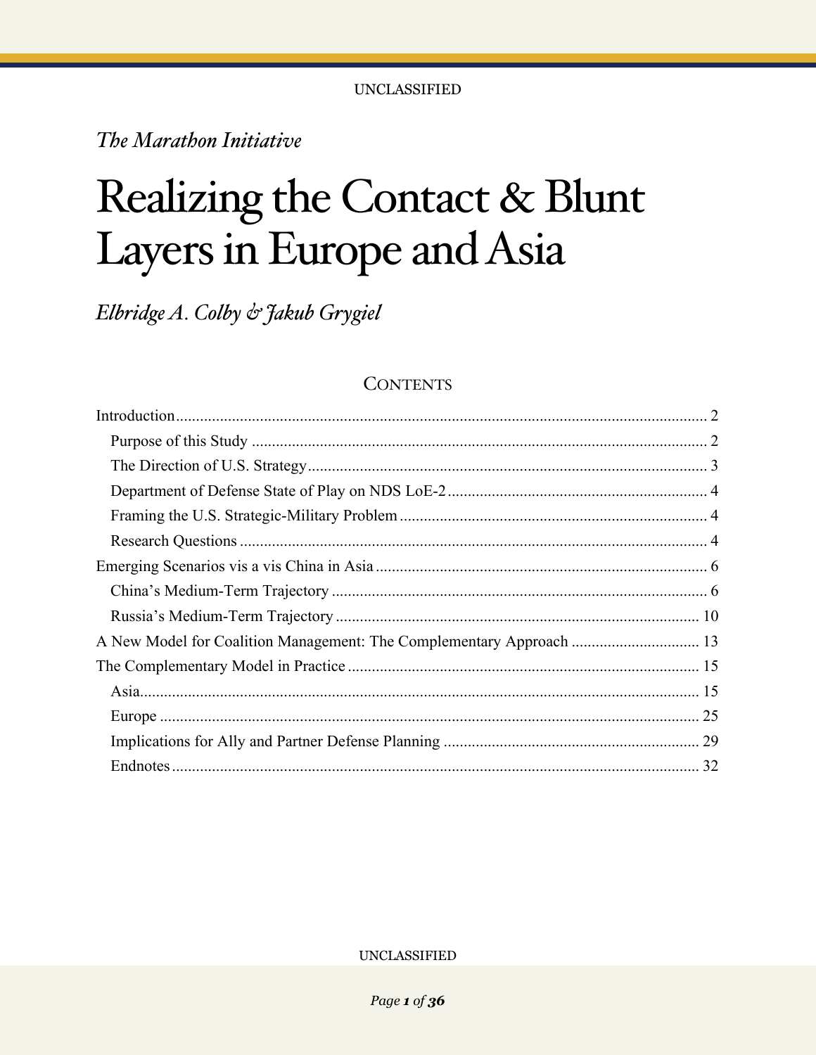UNCLASSIFIED

*The Marathon Initiative*

# Realizing the Contact & Blunt Layers in Europe and Asia

*Elbridge A. Colby & Jakub Grygiel*

## Contents

- Introduction ... 2
  - Purpose of this Study ... 2
  - The Direction of U.S. Strategy ... 3
  - Department of Defense State of Play on NDS LoE-2 ... 4
  - Framing the U.S. Strategic-Military Problem ... 4
  - Research Questions ... 4
- Emerging Scenarios vis a vis China in Asia ... 6
  - China's Medium-Term Trajectory ... 6
  - Russia's Medium-Term Trajectory ... 10
- A New Model for Coalition Management: The Complementary Approach ... 13
- The Complementary Model in Practice ... 15
  - Asia ... 15
  - Europe ... 25
  - Implications for Ally and Partner Defense Planning ... 29
  - Endnotes ... 32

UNCLASSIFIED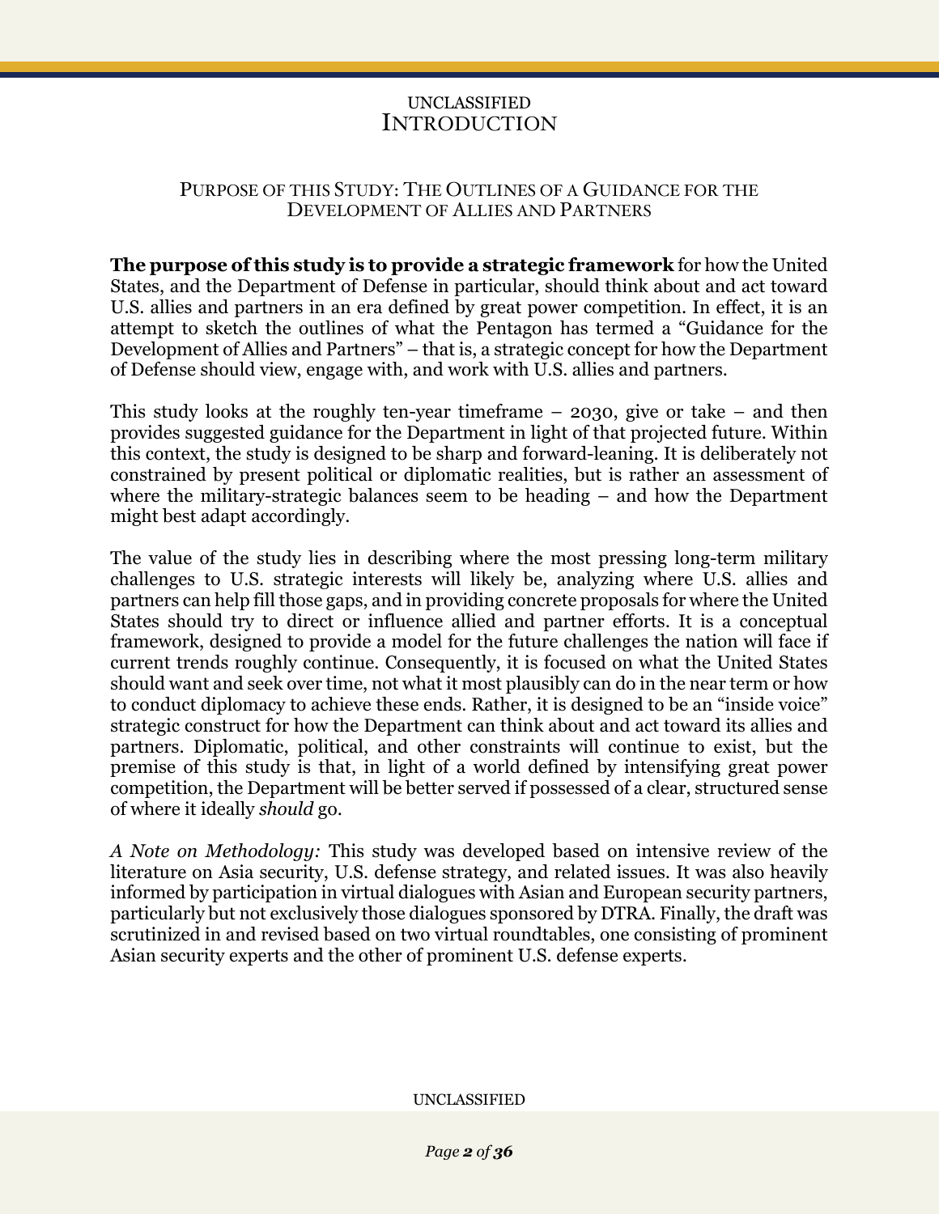# Introduction

## Purpose of this Study: The Outlines of a Guidance for the Development of Allies and Partners

**The purpose of this study is to provide a strategic framework** for how the United States, and the Department of Defense in particular, should think about and act toward U.S. allies and partners in an era defined by great power competition. In effect, it is an attempt to sketch the outlines of what the Pentagon has termed a "Guidance for the Development of Allies and Partners" – that is, a strategic concept for how the Department of Defense should view, engage with, and work with U.S. allies and partners.

This study looks at the roughly ten-year timeframe – 2030, give or take – and then provides suggested guidance for the Department in light of that projected future. Within this context, the study is designed to be sharp and forward-leaning. It is deliberately not constrained by present political or diplomatic realities, but is rather an assessment of where the military-strategic balances seem to be heading – and how the Department might best adapt accordingly.

The value of the study lies in describing where the most pressing long-term military challenges to U.S. strategic interests will likely be, analyzing where U.S. allies and partners can help fill those gaps, and in providing concrete proposals for where the United States should try to direct or influence allied and partner efforts. It is a conceptual framework, designed to provide a model for the future challenges the nation will face if current trends roughly continue. Consequently, it is focused on what the United States should want and seek over time, not what it most plausibly can do in the near term or how to conduct diplomacy to achieve these ends. Rather, it is designed to be an "inside voice" strategic construct for how the Department can think about and act toward its allies and partners. Diplomatic, political, and other constraints will continue to exist, but the premise of this study is that, in light of a world defined by intensifying great power competition, the Department will be better served if possessed of a clear, structured sense of where it ideally *should* go.

*A Note on Methodology:* This study was developed based on intensive review of the literature on Asia security, U.S. defense strategy, and related issues. It was also heavily informed by participation in virtual dialogues with Asian and European security partners, particularly but not exclusively those dialogues sponsored by DTRA. Finally, the draft was scrutinized in and revised based on two virtual roundtables, one consisting of prominent Asian security experts and the other of prominent U.S. defense experts.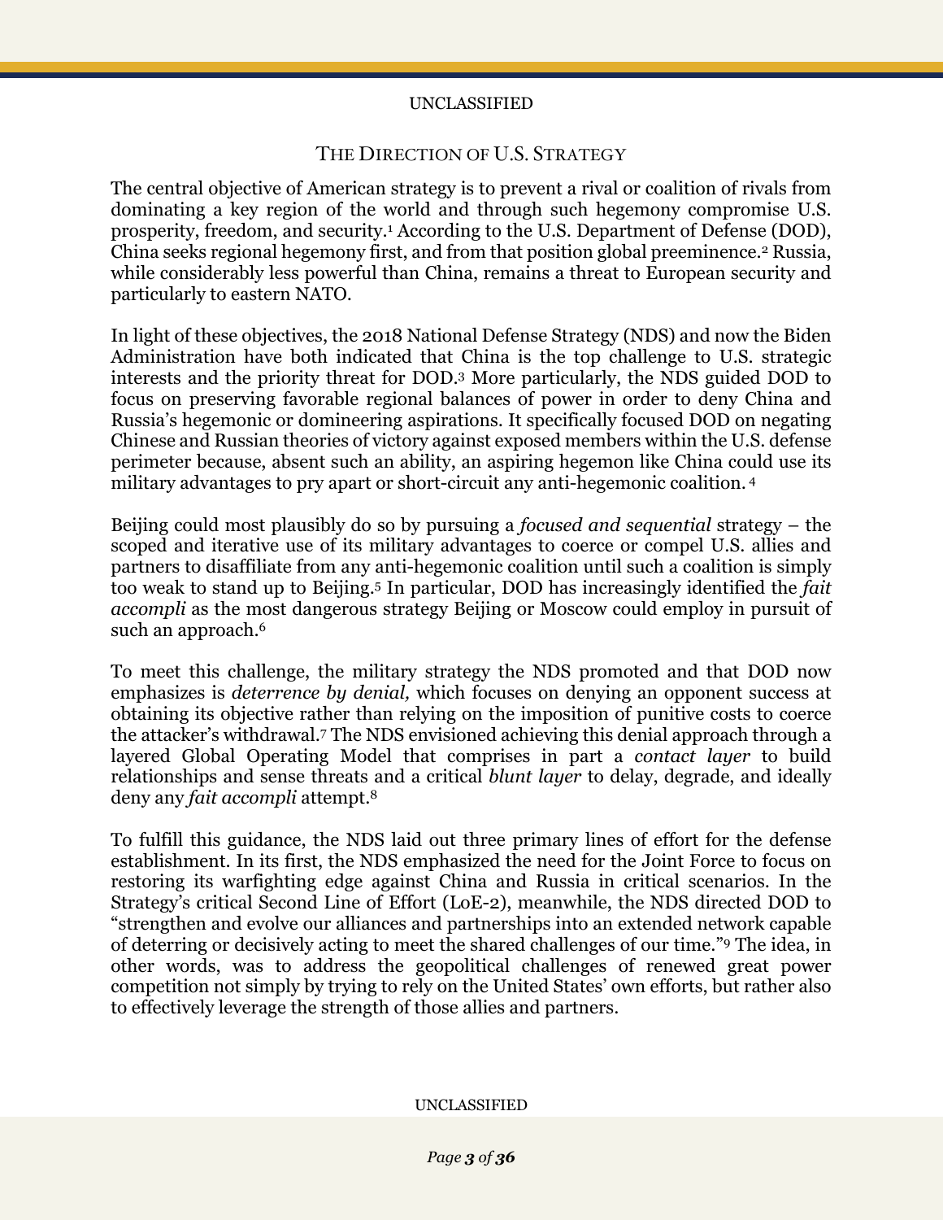## The Direction of U.S. Strategy

The central objective of American strategy is to prevent a rival or coalition of rivals from dominating a key region of the world and through such hegemony compromise U.S. prosperity, freedom, and security.[1] According to the U.S. Department of Defense (DOD), China seeks regional hegemony first, and from that position global preeminence.[2] Russia, while considerably less powerful than China, remains a threat to European security and particularly to eastern NATO.

In light of these objectives, the 2018 National Defense Strategy (NDS) and now the Biden Administration have both indicated that China is the top challenge to U.S. strategic interests and the priority threat for DOD.[3] More particularly, the NDS guided DOD to focus on preserving favorable regional balances of power in order to deny China and Russia's hegemonic or domineering aspirations. It specifically focused DOD on negating Chinese and Russian theories of victory against exposed members within the U.S. defense perimeter because, absent such an ability, an aspiring hegemon like China could use its military advantages to pry apart or short-circuit any anti-hegemonic coalition.[4]

Beijing could most plausibly do so by pursuing a *focused and sequential* strategy – the scoped and iterative use of its military advantages to coerce or compel U.S. allies and partners to disaffiliate from any anti-hegemonic coalition until such a coalition is simply too weak to stand up to Beijing.[5] In particular, DOD has increasingly identified the *fait accompli* as the most dangerous strategy Beijing or Moscow could employ in pursuit of such an approach.[6]

To meet this challenge, the military strategy the NDS promoted and that DOD now emphasizes is *deterrence by denial,* which focuses on denying an opponent success at obtaining its objective rather than relying on the imposition of punitive costs to coerce the attacker's withdrawal.[7] The NDS envisioned achieving this denial approach through a layered Global Operating Model that comprises in part a *contact layer* to build relationships and sense threats and a critical *blunt layer* to delay, degrade, and ideally deny any *fait accompli* attempt.[8]

To fulfill this guidance, the NDS laid out three primary lines of effort for the defense establishment. In its first, the NDS emphasized the need for the Joint Force to focus on restoring its warfighting edge against China and Russia in critical scenarios. In the Strategy's critical Second Line of Effort (LoE-2), meanwhile, the NDS directed DOD to "strengthen and evolve our alliances and partnerships into an extended network capable of deterring or decisively acting to meet the shared challenges of our time."[9] The idea, in other words, was to address the geopolitical challenges of renewed great power competition not simply by trying to rely on the United States' own efforts, but rather also to effectively leverage the strength of those allies and partners.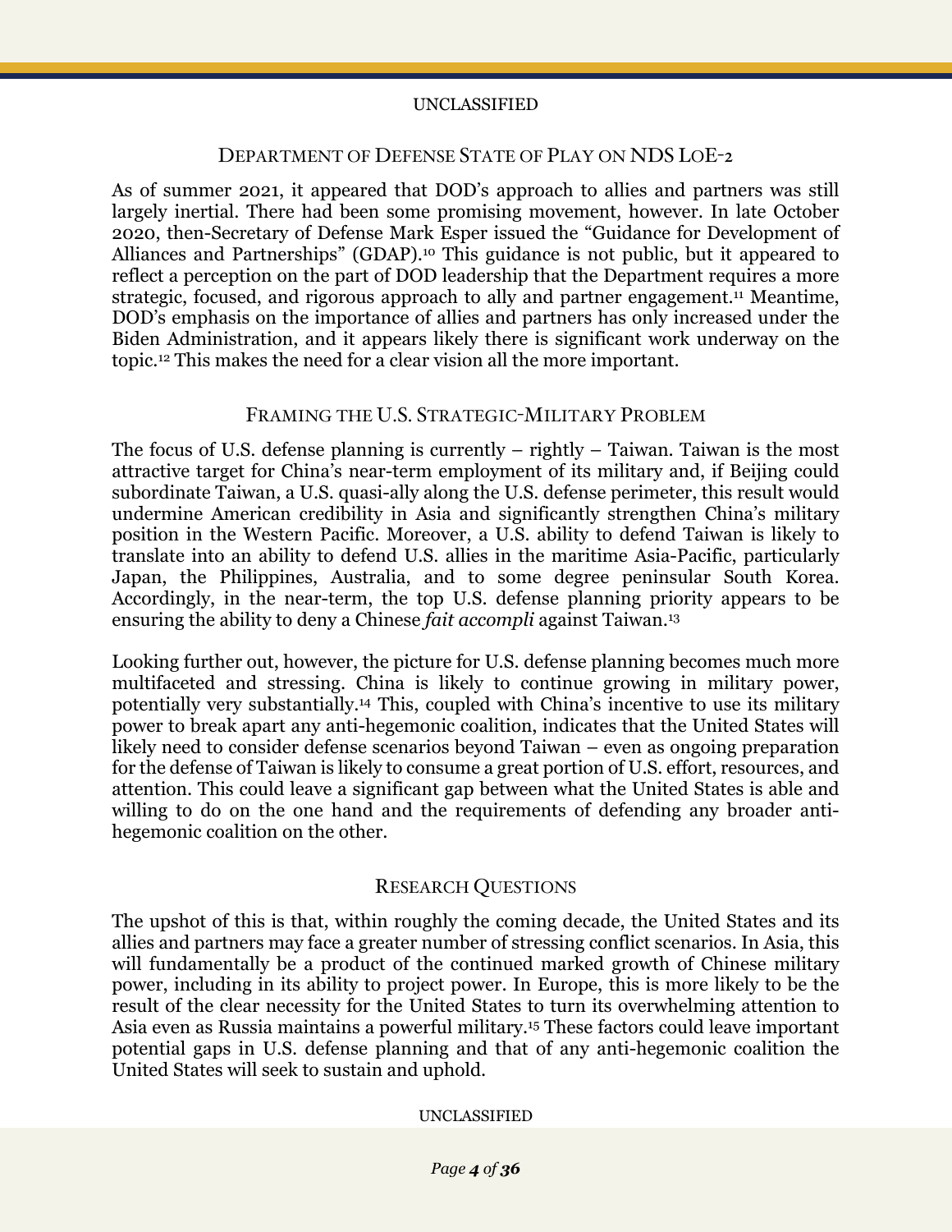## Department of Defense State of Play on NDS LoE-2

As of summer 2021, it appeared that DOD's approach to allies and partners was still largely inertial. There had been some promising movement, however. In late October 2020, then-Secretary of Defense Mark Esper issued the "Guidance for Development of Alliances and Partnerships" (GDAP).[10] This guidance is not public, but it appeared to reflect a perception on the part of DOD leadership that the Department requires a more strategic, focused, and rigorous approach to ally and partner engagement.[11] Meantime, DOD's emphasis on the importance of allies and partners has only increased under the Biden Administration, and it appears likely there is significant work underway on the topic.[12] This makes the need for a clear vision all the more important.

## Framing the U.S. Strategic-Military Problem

The focus of U.S. defense planning is currently – rightly – Taiwan. Taiwan is the most attractive target for China's near-term employment of its military and, if Beijing could subordinate Taiwan, a U.S. quasi-ally along the U.S. defense perimeter, this result would undermine American credibility in Asia and significantly strengthen China's military position in the Western Pacific. Moreover, a U.S. ability to defend Taiwan is likely to translate into an ability to defend U.S. allies in the maritime Asia-Pacific, particularly Japan, the Philippines, Australia, and to some degree peninsular South Korea. Accordingly, in the near-term, the top U.S. defense planning priority appears to be ensuring the ability to deny a Chinese *fait accompli* against Taiwan.[13]

Looking further out, however, the picture for U.S. defense planning becomes much more multifaceted and stressing. China is likely to continue growing in military power, potentially very substantially.[14] This, coupled with China's incentive to use its military power to break apart any anti-hegemonic coalition, indicates that the United States will likely need to consider defense scenarios beyond Taiwan – even as ongoing preparation for the defense of Taiwan is likely to consume a great portion of U.S. effort, resources, and attention. This could leave a significant gap between what the United States is able and willing to do on the one hand and the requirements of defending any broader anti-hegemonic coalition on the other.

## Research Questions

The upshot of this is that, within roughly the coming decade, the United States and its allies and partners may face a greater number of stressing conflict scenarios. In Asia, this will fundamentally be a product of the continued marked growth of Chinese military power, including in its ability to project power. In Europe, this is more likely to be the result of the clear necessity for the United States to turn its overwhelming attention to Asia even as Russia maintains a powerful military.[15] These factors could leave important potential gaps in U.S. defense planning and that of any anti-hegemonic coalition the United States will seek to sustain and uphold.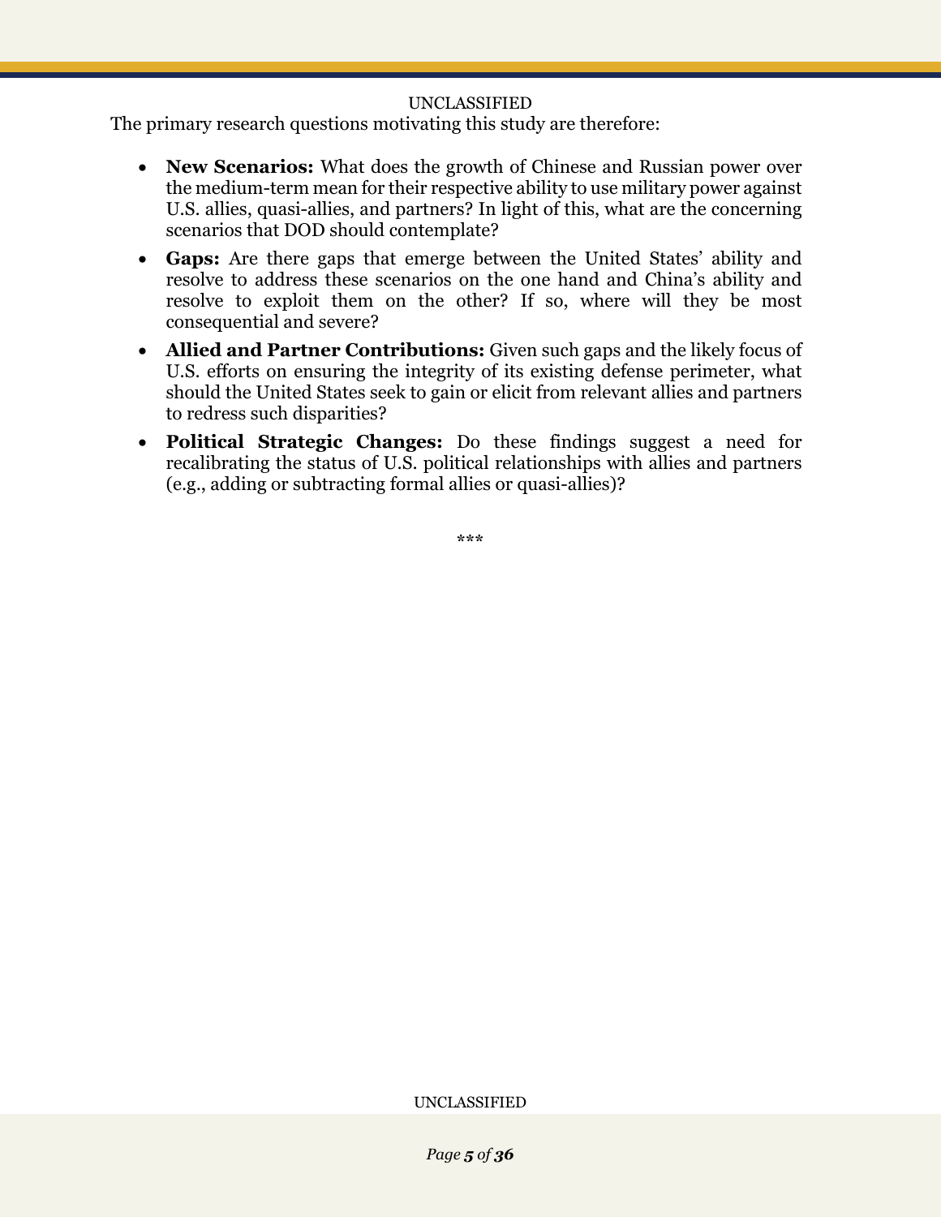The primary research questions motivating this study are therefore:

- **New Scenarios:** What does the growth of Chinese and Russian power over the medium-term mean for their respective ability to use military power against U.S. allies, quasi-allies, and partners? In light of this, what are the concerning scenarios that DOD should contemplate?
- **Gaps:** Are there gaps that emerge between the United States' ability and resolve to address these scenarios on the one hand and China's ability and resolve to exploit them on the other? If so, where will they be most consequential and severe?
- **Allied and Partner Contributions:** Given such gaps and the likely focus of U.S. efforts on ensuring the integrity of its existing defense perimeter, what should the United States seek to gain or elicit from relevant allies and partners to redress such disparities?
- **Political Strategic Changes:** Do these findings suggest a need for recalibrating the status of U.S. political relationships with allies and partners (e.g., adding or subtracting formal allies or quasi-allies)?

***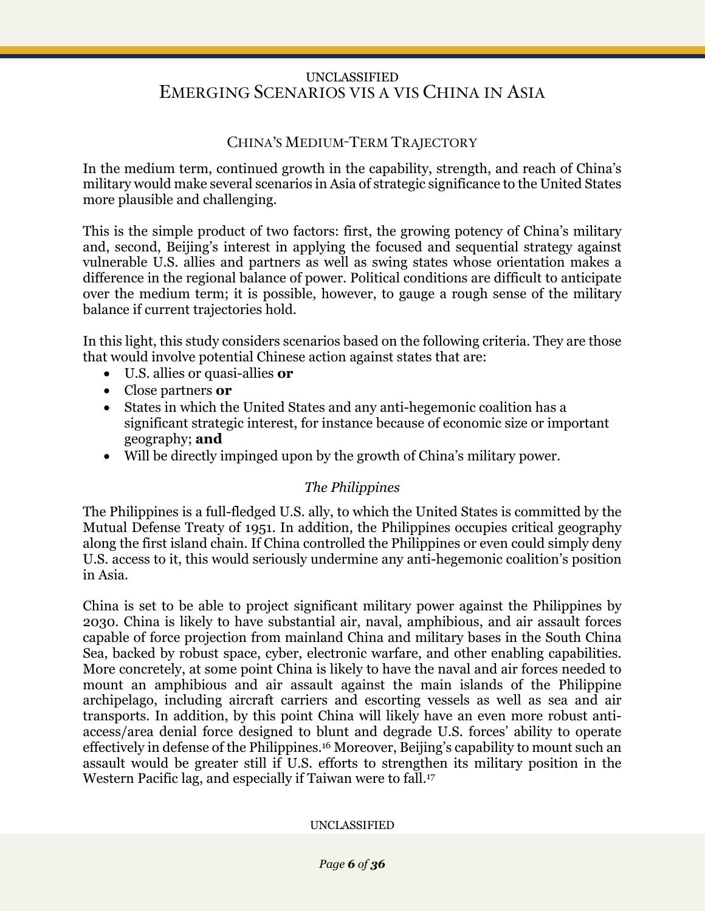## China's Medium-Term Trajectory

In the medium term, continued growth in the capability, strength, and reach of China's military would make several scenarios in Asia of strategic significance to the United States more plausible and challenging.

This is the simple product of two factors: first, the growing potency of China's military and, second, Beijing's interest in applying the focused and sequential strategy against vulnerable U.S. allies and partners as well as swing states whose orientation makes a difference in the regional balance of power. Political conditions are difficult to anticipate over the medium term; it is possible, however, to gauge a rough sense of the military balance if current trajectories hold.

In this light, this study considers scenarios based on the following criteria. They are those that would involve potential Chinese action against states that are:

- U.S. allies or quasi-allies **or**
- Close partners **or**
- States in which the United States and any anti-hegemonic coalition has a significant strategic interest, for instance because of economic size or important geography; **and**
- Will be directly impinged upon by the growth of China's military power.

### *The Philippines*

The Philippines is a full-fledged U.S. ally, to which the United States is committed by the Mutual Defense Treaty of 1951. In addition, the Philippines occupies critical geography along the first island chain. If China controlled the Philippines or even could simply deny U.S. access to it, this would seriously undermine any anti-hegemonic coalition's position in Asia.

China is set to be able to project significant military power against the Philippines by 2030. China is likely to have substantial air, naval, amphibious, and air assault forces capable of force projection from mainland China and military bases in the South China Sea, backed by robust space, cyber, electronic warfare, and other enabling capabilities. More concretely, at some point China is likely to have the naval and air forces needed to mount an amphibious and air assault against the main islands of the Philippine archipelago, including aircraft carriers and escorting vessels as well as sea and air transports. In addition, by this point China will likely have an even more robust anti-access/area denial force designed to blunt and degrade U.S. forces' ability to operate effectively in defense of the Philippines.[16] Moreover, Beijing's capability to mount such an assault would be greater still if U.S. efforts to strengthen its military position in the Western Pacific lag, and especially if Taiwan were to fall.[17]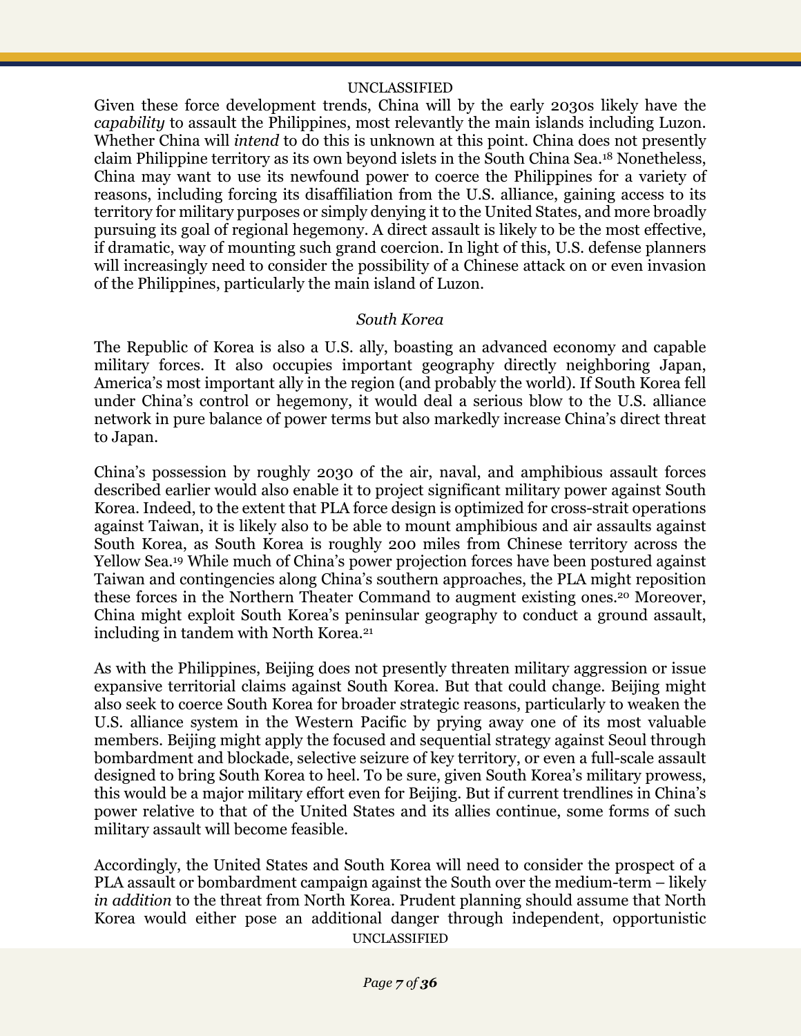Given these force development trends, China will by the early 2030s likely have the *capability* to assault the Philippines, most relevantly the main islands including Luzon. Whether China will *intend* to do this is unknown at this point. China does not presently claim Philippine territory as its own beyond islets in the South China Sea.[18] Nonetheless, China may want to use its newfound power to coerce the Philippines for a variety of reasons, including forcing its disaffiliation from the U.S. alliance, gaining access to its territory for military purposes or simply denying it to the United States, and more broadly pursuing its goal of regional hegemony. A direct assault is likely to be the most effective, if dramatic, way of mounting such grand coercion. In light of this, U.S. defense planners will increasingly need to consider the possibility of a Chinese attack on or even invasion of the Philippines, particularly the main island of Luzon.

### *South Korea*

The Republic of Korea is also a U.S. ally, boasting an advanced economy and capable military forces. It also occupies important geography directly neighboring Japan, America's most important ally in the region (and probably the world). If South Korea fell under China's control or hegemony, it would deal a serious blow to the U.S. alliance network in pure balance of power terms but also markedly increase China's direct threat to Japan.

China's possession by roughly 2030 of the air, naval, and amphibious assault forces described earlier would also enable it to project significant military power against South Korea. Indeed, to the extent that PLA force design is optimized for cross-strait operations against Taiwan, it is likely also to be able to mount amphibious and air assaults against South Korea, as South Korea is roughly 200 miles from Chinese territory across the Yellow Sea.[19] While much of China's power projection forces have been postured against Taiwan and contingencies along China's southern approaches, the PLA might reposition these forces in the Northern Theater Command to augment existing ones.[20] Moreover, China might exploit South Korea's peninsular geography to conduct a ground assault, including in tandem with North Korea.[21]

As with the Philippines, Beijing does not presently threaten military aggression or issue expansive territorial claims against South Korea. But that could change. Beijing might also seek to coerce South Korea for broader strategic reasons, particularly to weaken the U.S. alliance system in the Western Pacific by prying away one of its most valuable members. Beijing might apply the focused and sequential strategy against Seoul through bombardment and blockade, selective seizure of key territory, or even a full-scale assault designed to bring South Korea to heel. To be sure, given South Korea's military prowess, this would be a major military effort even for Beijing. But if current trendlines in China's power relative to that of the United States and its allies continue, some forms of such military assault will become feasible.

Accordingly, the United States and South Korea will need to consider the prospect of a PLA assault or bombardment campaign against the South over the medium-term – likely *in addition* to the threat from North Korea. Prudent planning should assume that North Korea would either pose an additional danger through independent, opportunistic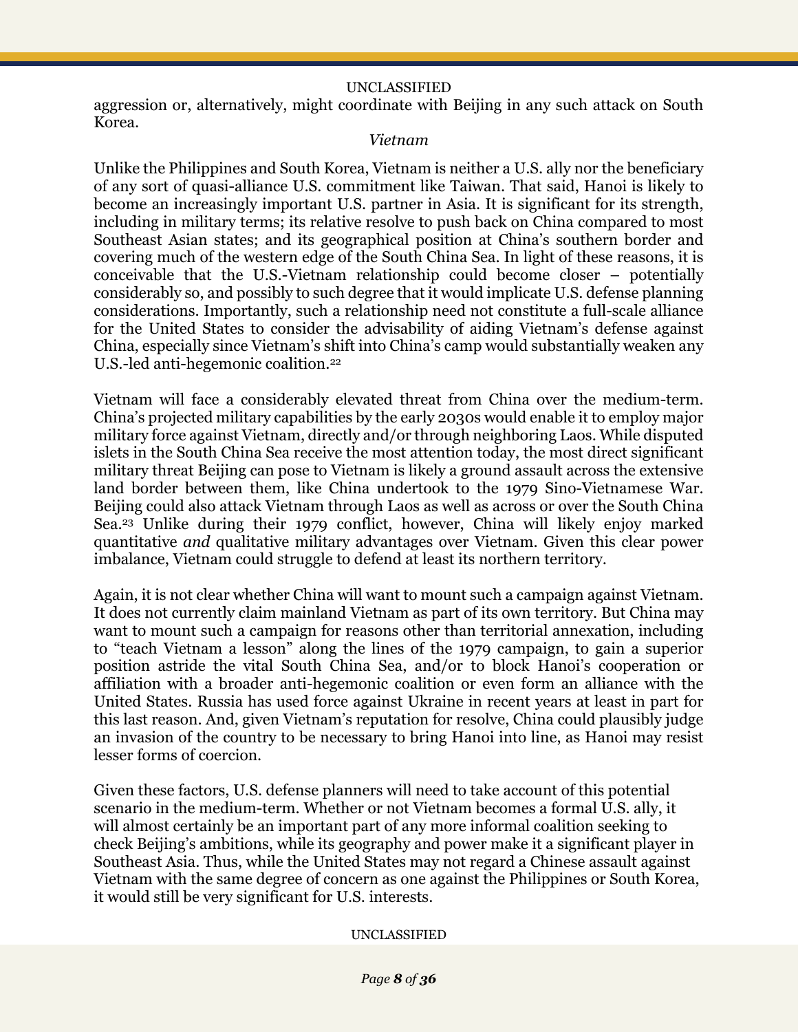aggression or, alternatively, might coordinate with Beijing in any such attack on South Korea.

### *Vietnam*

Unlike the Philippines and South Korea, Vietnam is neither a U.S. ally nor the beneficiary of any sort of quasi-alliance U.S. commitment like Taiwan. That said, Hanoi is likely to become an increasingly important U.S. partner in Asia. It is significant for its strength, including in military terms; its relative resolve to push back on China compared to most Southeast Asian states; and its geographical position at China's southern border and covering much of the western edge of the South China Sea. In light of these reasons, it is conceivable that the U.S.-Vietnam relationship could become closer – potentially considerably so, and possibly to such degree that it would implicate U.S. defense planning considerations. Importantly, such a relationship need not constitute a full-scale alliance for the United States to consider the advisability of aiding Vietnam's defense against China, especially since Vietnam's shift into China's camp would substantially weaken any U.S.-led anti-hegemonic coalition.[22]

Vietnam will face a considerably elevated threat from China over the medium-term. China's projected military capabilities by the early 2030s would enable it to employ major military force against Vietnam, directly and/or through neighboring Laos. While disputed islets in the South China Sea receive the most attention today, the most direct significant military threat Beijing can pose to Vietnam is likely a ground assault across the extensive land border between them, like China undertook to the 1979 Sino-Vietnamese War. Beijing could also attack Vietnam through Laos as well as across or over the South China Sea.[23] Unlike during their 1979 conflict, however, China will likely enjoy marked quantitative *and* qualitative military advantages over Vietnam. Given this clear power imbalance, Vietnam could struggle to defend at least its northern territory.

Again, it is not clear whether China will want to mount such a campaign against Vietnam. It does not currently claim mainland Vietnam as part of its own territory. But China may want to mount such a campaign for reasons other than territorial annexation, including to "teach Vietnam a lesson" along the lines of the 1979 campaign, to gain a superior position astride the vital South China Sea, and/or to block Hanoi's cooperation or affiliation with a broader anti-hegemonic coalition or even form an alliance with the United States. Russia has used force against Ukraine in recent years at least in part for this last reason. And, given Vietnam's reputation for resolve, China could plausibly judge an invasion of the country to be necessary to bring Hanoi into line, as Hanoi may resist lesser forms of coercion.

Given these factors, U.S. defense planners will need to take account of this potential scenario in the medium-term. Whether or not Vietnam becomes a formal U.S. ally, it will almost certainly be an important part of any more informal coalition seeking to check Beijing's ambitions, while its geography and power make it a significant player in Southeast Asia. Thus, while the United States may not regard a Chinese assault against Vietnam with the same degree of concern as one against the Philippines or South Korea, it would still be very significant for U.S. interests.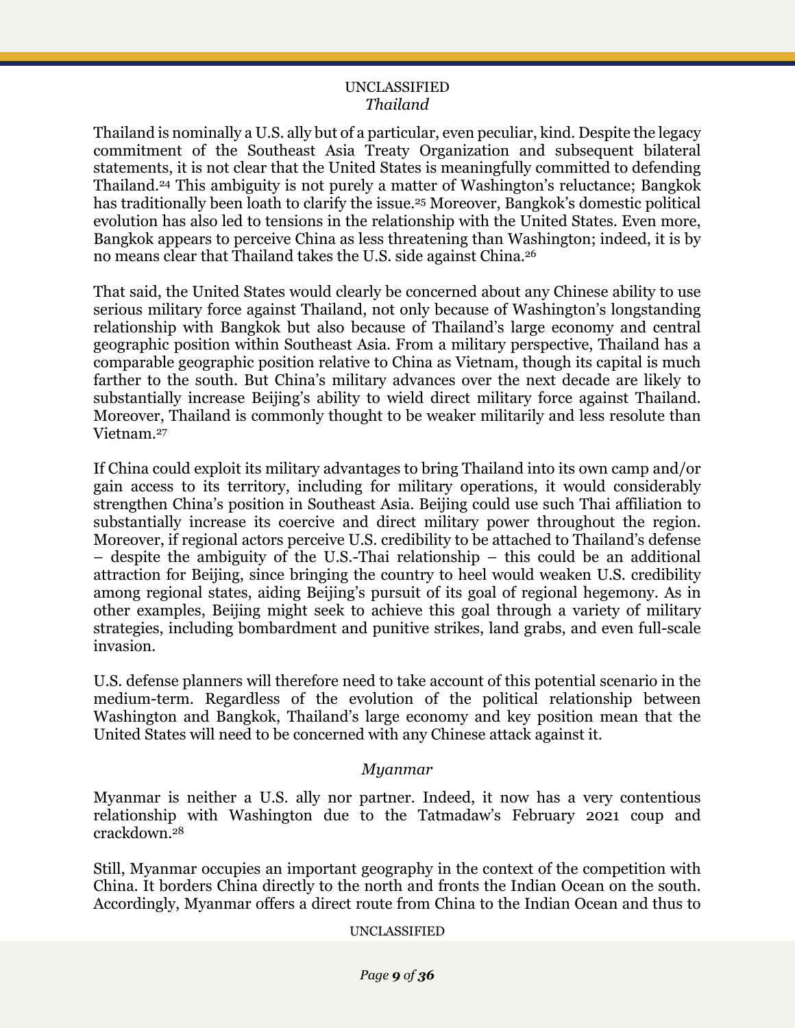### *Thailand*

Thailand is nominally a U.S. ally but of a particular, even peculiar, kind. Despite the legacy commitment of the Southeast Asia Treaty Organization and subsequent bilateral statements, it is not clear that the United States is meaningfully committed to defending Thailand.[24] This ambiguity is not purely a matter of Washington's reluctance; Bangkok has traditionally been loath to clarify the issue.[25] Moreover, Bangkok's domestic political evolution has also led to tensions in the relationship with the United States. Even more, Bangkok appears to perceive China as less threatening than Washington; indeed, it is by no means clear that Thailand takes the U.S. side against China.[26]

That said, the United States would clearly be concerned about any Chinese ability to use serious military force against Thailand, not only because of Washington's longstanding relationship with Bangkok but also because of Thailand's large economy and central geographic position within Southeast Asia. From a military perspective, Thailand has a comparable geographic position relative to China as Vietnam, though its capital is much farther to the south. But China's military advances over the next decade are likely to substantially increase Beijing's ability to wield direct military force against Thailand. Moreover, Thailand is commonly thought to be weaker militarily and less resolute than Vietnam.[27]

If China could exploit its military advantages to bring Thailand into its own camp and/or gain access to its territory, including for military operations, it would considerably strengthen China's position in Southeast Asia. Beijing could use such Thai affiliation to substantially increase its coercive and direct military power throughout the region. Moreover, if regional actors perceive U.S. credibility to be attached to Thailand's defense – despite the ambiguity of the U.S.-Thai relationship – this could be an additional attraction for Beijing, since bringing the country to heel would weaken U.S. credibility among regional states, aiding Beijing's pursuit of its goal of regional hegemony. As in other examples, Beijing might seek to achieve this goal through a variety of military strategies, including bombardment and punitive strikes, land grabs, and even full-scale invasion.

U.S. defense planners will therefore need to take account of this potential scenario in the medium-term. Regardless of the evolution of the political relationship between Washington and Bangkok, Thailand's large economy and key position mean that the United States will need to be concerned with any Chinese attack against it.

### *Myanmar*

Myanmar is neither a U.S. ally nor partner. Indeed, it now has a very contentious relationship with Washington due to the Tatmadaw's February 2021 coup and crackdown.[28]

Still, Myanmar occupies an important geography in the context of the competition with China. It borders China directly to the north and fronts the Indian Ocean on the south. Accordingly, Myanmar offers a direct route from China to the Indian Ocean and thus to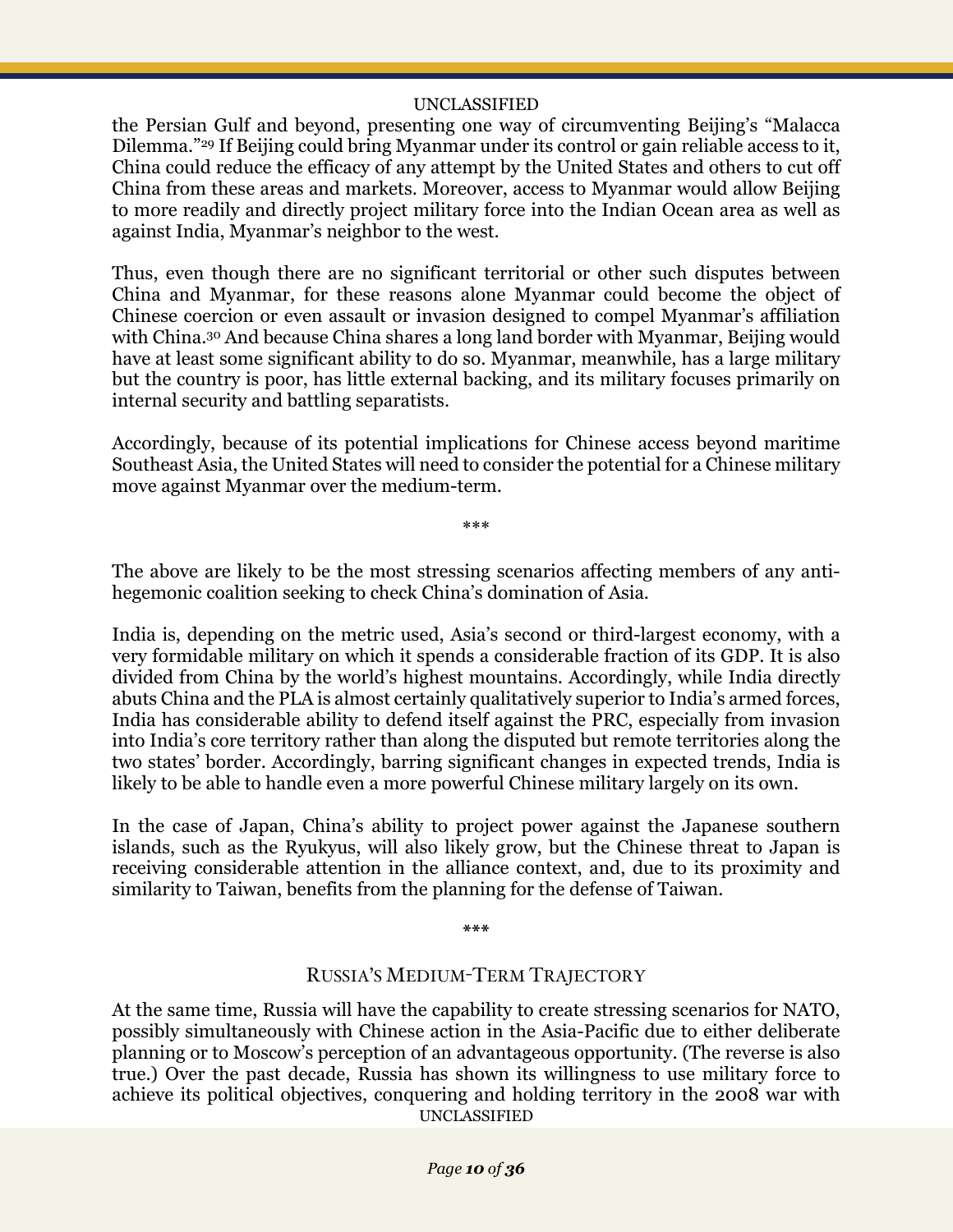the Persian Gulf and beyond, presenting one way of circumventing Beijing's "Malacca Dilemma."[29] If Beijing could bring Myanmar under its control or gain reliable access to it, China could reduce the efficacy of any attempt by the United States and others to cut off China from these areas and markets. Moreover, access to Myanmar would allow Beijing to more readily and directly project military force into the Indian Ocean area as well as against India, Myanmar's neighbor to the west.

Thus, even though there are no significant territorial or other such disputes between China and Myanmar, for these reasons alone Myanmar could become the object of Chinese coercion or even assault or invasion designed to compel Myanmar's affiliation with China.[30] And because China shares a long land border with Myanmar, Beijing would have at least some significant ability to do so. Myanmar, meanwhile, has a large military but the country is poor, has little external backing, and its military focuses primarily on internal security and battling separatists.

Accordingly, because of its potential implications for Chinese access beyond maritime Southeast Asia, the United States will need to consider the potential for a Chinese military move against Myanmar over the medium-term.

\*\*\*

The above are likely to be the most stressing scenarios affecting members of any anti-hegemonic coalition seeking to check China's domination of Asia.

India is, depending on the metric used, Asia's second or third-largest economy, with a very formidable military on which it spends a considerable fraction of its GDP. It is also divided from China by the world's highest mountains. Accordingly, while India directly abuts China and the PLA is almost certainly qualitatively superior to India's armed forces, India has considerable ability to defend itself against the PRC, especially from invasion into India's core territory rather than along the disputed but remote territories along the two states' border. Accordingly, barring significant changes in expected trends, India is likely to be able to handle even a more powerful Chinese military largely on its own.

In the case of Japan, China's ability to project power against the Japanese southern islands, such as the Ryukyus, will also likely grow, but the Chinese threat to Japan is receiving considerable attention in the alliance context, and, due to its proximity and similarity to Taiwan, benefits from the planning for the defense of Taiwan.

\*\*\*

## Russia's Medium-Term Trajectory

At the same time, Russia will have the capability to create stressing scenarios for NATO, possibly simultaneously with Chinese action in the Asia-Pacific due to either deliberate planning or to Moscow's perception of an advantageous opportunity. (The reverse is also true.) Over the past decade, Russia has shown its willingness to use military force to achieve its political objectives, conquering and holding territory in the 2008 war with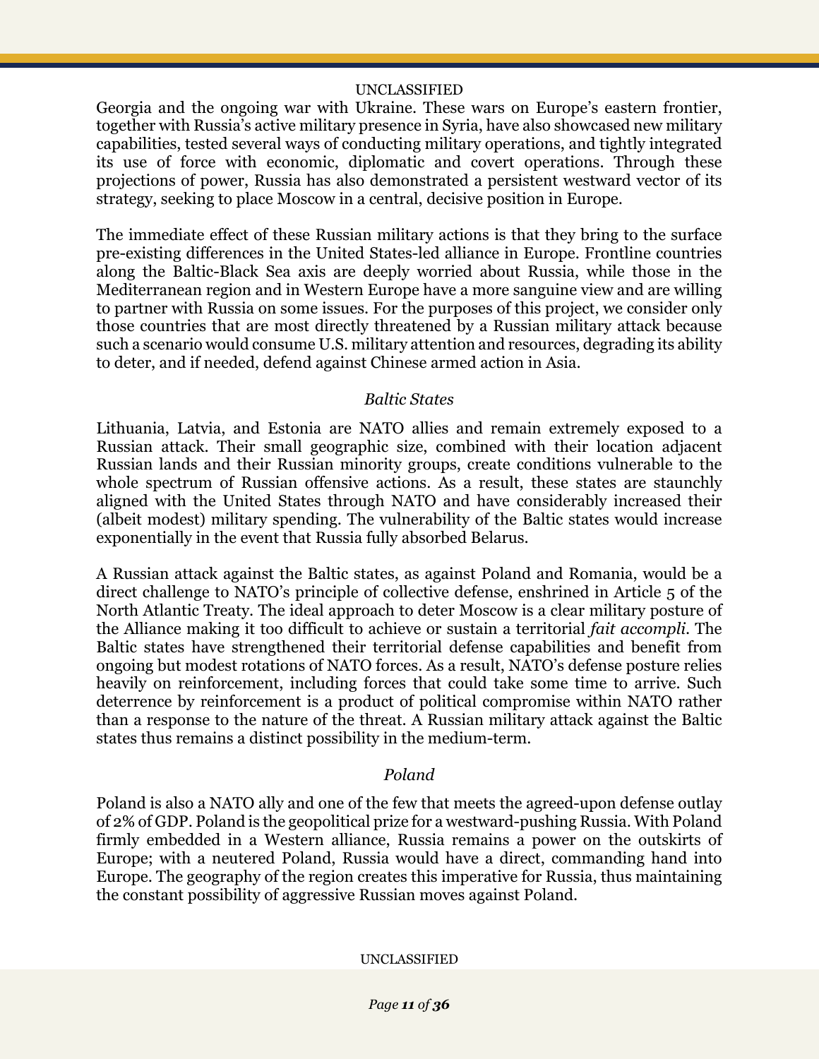Georgia and the ongoing war with Ukraine. These wars on Europe's eastern frontier, together with Russia's active military presence in Syria, have also showcased new military capabilities, tested several ways of conducting military operations, and tightly integrated its use of force with economic, diplomatic and covert operations. Through these projections of power, Russia has also demonstrated a persistent westward vector of its strategy, seeking to place Moscow in a central, decisive position in Europe.

The immediate effect of these Russian military actions is that they bring to the surface pre-existing differences in the United States-led alliance in Europe. Frontline countries along the Baltic-Black Sea axis are deeply worried about Russia, while those in the Mediterranean region and in Western Europe have a more sanguine view and are willing to partner with Russia on some issues. For the purposes of this project, we consider only those countries that are most directly threatened by a Russian military attack because such a scenario would consume U.S. military attention and resources, degrading its ability to deter, and if needed, defend against Chinese armed action in Asia.

### *Baltic States*

Lithuania, Latvia, and Estonia are NATO allies and remain extremely exposed to a Russian attack. Their small geographic size, combined with their location adjacent Russian lands and their Russian minority groups, create conditions vulnerable to the whole spectrum of Russian offensive actions. As a result, these states are staunchly aligned with the United States through NATO and have considerably increased their (albeit modest) military spending. The vulnerability of the Baltic states would increase exponentially in the event that Russia fully absorbed Belarus.

A Russian attack against the Baltic states, as against Poland and Romania, would be a direct challenge to NATO's principle of collective defense, enshrined in Article 5 of the North Atlantic Treaty. The ideal approach to deter Moscow is a clear military posture of the Alliance making it too difficult to achieve or sustain a territorial *fait accompli*. The Baltic states have strengthened their territorial defense capabilities and benefit from ongoing but modest rotations of NATO forces. As a result, NATO's defense posture relies heavily on reinforcement, including forces that could take some time to arrive. Such deterrence by reinforcement is a product of political compromise within NATO rather than a response to the nature of the threat. A Russian military attack against the Baltic states thus remains a distinct possibility in the medium-term.

### *Poland*

Poland is also a NATO ally and one of the few that meets the agreed-upon defense outlay of 2% of GDP. Poland is the geopolitical prize for a westward-pushing Russia. With Poland firmly embedded in a Western alliance, Russia remains a power on the outskirts of Europe; with a neutered Poland, Russia would have a direct, commanding hand into Europe. The geography of the region creates this imperative for Russia, thus maintaining the constant possibility of aggressive Russian moves against Poland.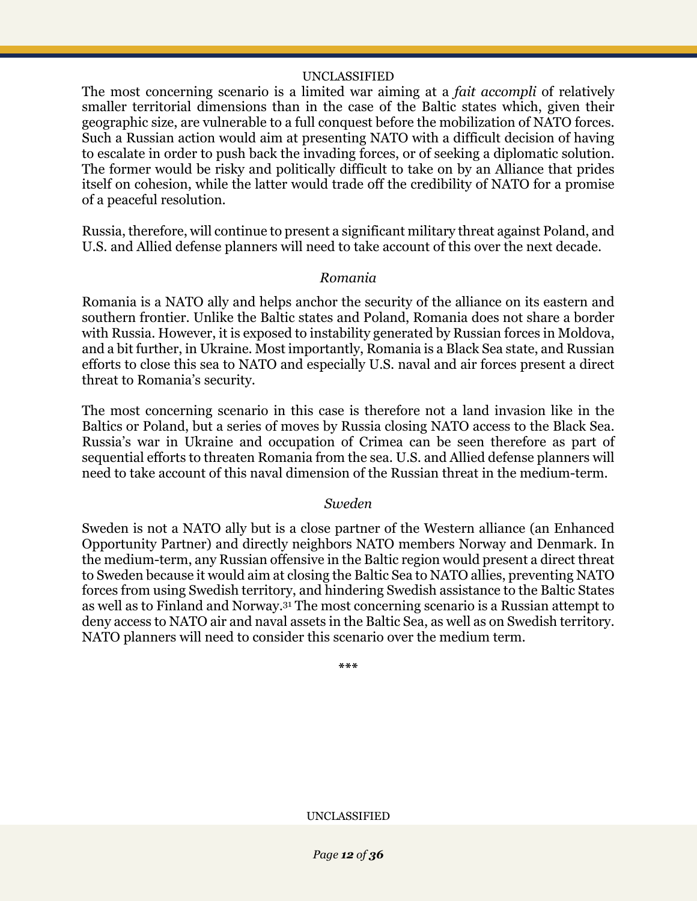The most concerning scenario is a limited war aiming at a *fait accompli* of relatively smaller territorial dimensions than in the case of the Baltic states which, given their geographic size, are vulnerable to a full conquest before the mobilization of NATO forces. Such a Russian action would aim at presenting NATO with a difficult decision of having to escalate in order to push back the invading forces, or of seeking a diplomatic solution. The former would be risky and politically difficult to take on by an Alliance that prides itself on cohesion, while the latter would trade off the credibility of NATO for a promise of a peaceful resolution.

Russia, therefore, will continue to present a significant military threat against Poland, and U.S. and Allied defense planners will need to take account of this over the next decade.

### *Romania*

Romania is a NATO ally and helps anchor the security of the alliance on its eastern and southern frontier. Unlike the Baltic states and Poland, Romania does not share a border with Russia. However, it is exposed to instability generated by Russian forces in Moldova, and a bit further, in Ukraine. Most importantly, Romania is a Black Sea state, and Russian efforts to close this sea to NATO and especially U.S. naval and air forces present a direct threat to Romania's security.

The most concerning scenario in this case is therefore not a land invasion like in the Baltics or Poland, but a series of moves by Russia closing NATO access to the Black Sea. Russia's war in Ukraine and occupation of Crimea can be seen therefore as part of sequential efforts to threaten Romania from the sea. U.S. and Allied defense planners will need to take account of this naval dimension of the Russian threat in the medium-term.

### *Sweden*

Sweden is not a NATO ally but is a close partner of the Western alliance (an Enhanced Opportunity Partner) and directly neighbors NATO members Norway and Denmark. In the medium-term, any Russian offensive in the Baltic region would present a direct threat to Sweden because it would aim at closing the Baltic Sea to NATO allies, preventing NATO forces from using Swedish territory, and hindering Swedish assistance to the Baltic States as well as to Finland and Norway.[31] The most concerning scenario is a Russian attempt to deny access to NATO air and naval assets in the Baltic Sea, as well as on Swedish territory. NATO planners will need to consider this scenario over the medium term.

\*\*\*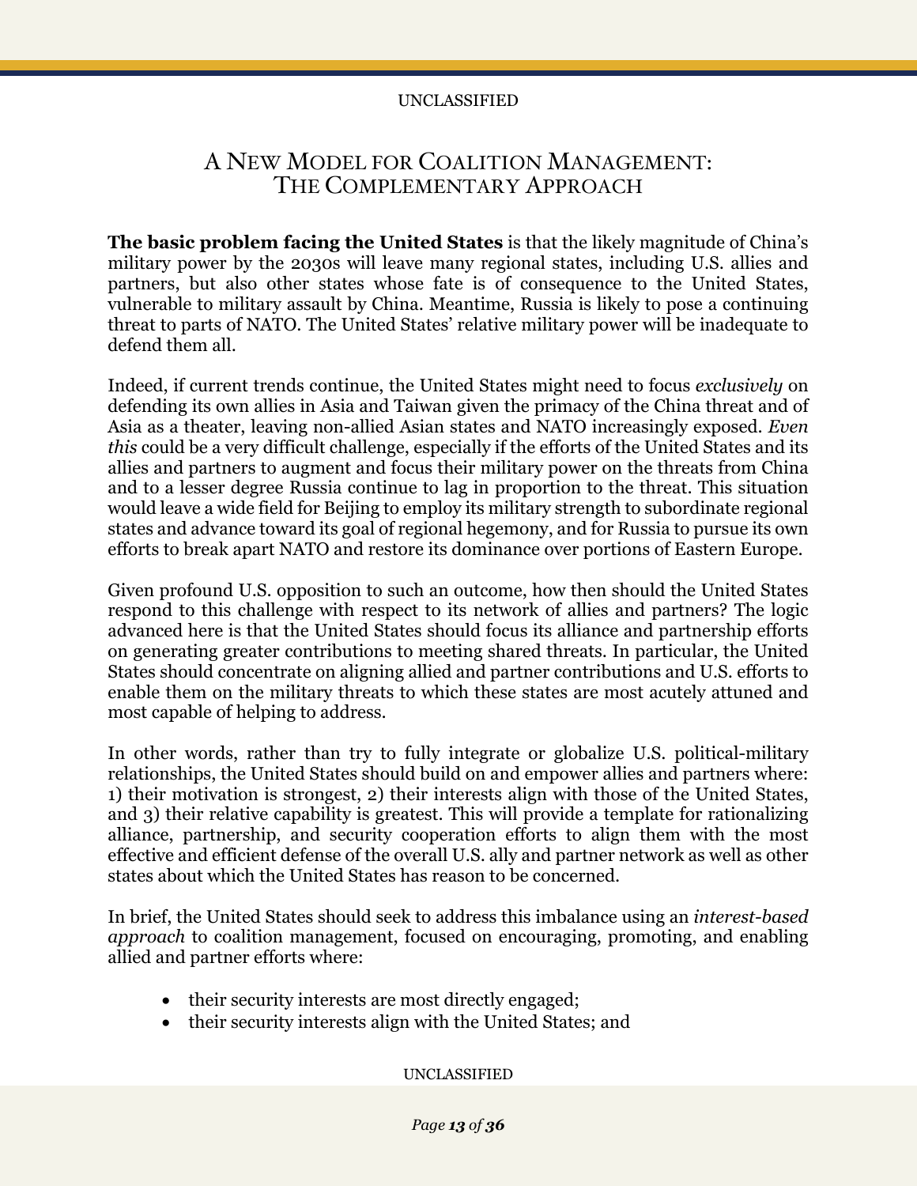# A New Model for Coalition Management: The Complementary Approach

**The basic problem facing the United States** is that the likely magnitude of China's military power by the 2030s will leave many regional states, including U.S. allies and partners, but also other states whose fate is of consequence to the United States, vulnerable to military assault by China. Meantime, Russia is likely to pose a continuing threat to parts of NATO. The United States' relative military power will be inadequate to defend them all.

Indeed, if current trends continue, the United States might need to focus *exclusively* on defending its own allies in Asia and Taiwan given the primacy of the China threat and of Asia as a theater, leaving non-allied Asian states and NATO increasingly exposed. *Even this* could be a very difficult challenge, especially if the efforts of the United States and its allies and partners to augment and focus their military power on the threats from China and to a lesser degree Russia continue to lag in proportion to the threat. This situation would leave a wide field for Beijing to employ its military strength to subordinate regional states and advance toward its goal of regional hegemony, and for Russia to pursue its own efforts to break apart NATO and restore its dominance over portions of Eastern Europe.

Given profound U.S. opposition to such an outcome, how then should the United States respond to this challenge with respect to its network of allies and partners? The logic advanced here is that the United States should focus its alliance and partnership efforts on generating greater contributions to meeting shared threats. In particular, the United States should concentrate on aligning allied and partner contributions and U.S. efforts to enable them on the military threats to which these states are most acutely attuned and most capable of helping to address.

In other words, rather than try to fully integrate or globalize U.S. political-military relationships, the United States should build on and empower allies and partners where: 1) their motivation is strongest, 2) their interests align with those of the United States, and 3) their relative capability is greatest. This will provide a template for rationalizing alliance, partnership, and security cooperation efforts to align them with the most effective and efficient defense of the overall U.S. ally and partner network as well as other states about which the United States has reason to be concerned.

In brief, the United States should seek to address this imbalance using an *interest-based approach* to coalition management, focused on encouraging, promoting, and enabling allied and partner efforts where:

- their security interests are most directly engaged;
- their security interests align with the United States; and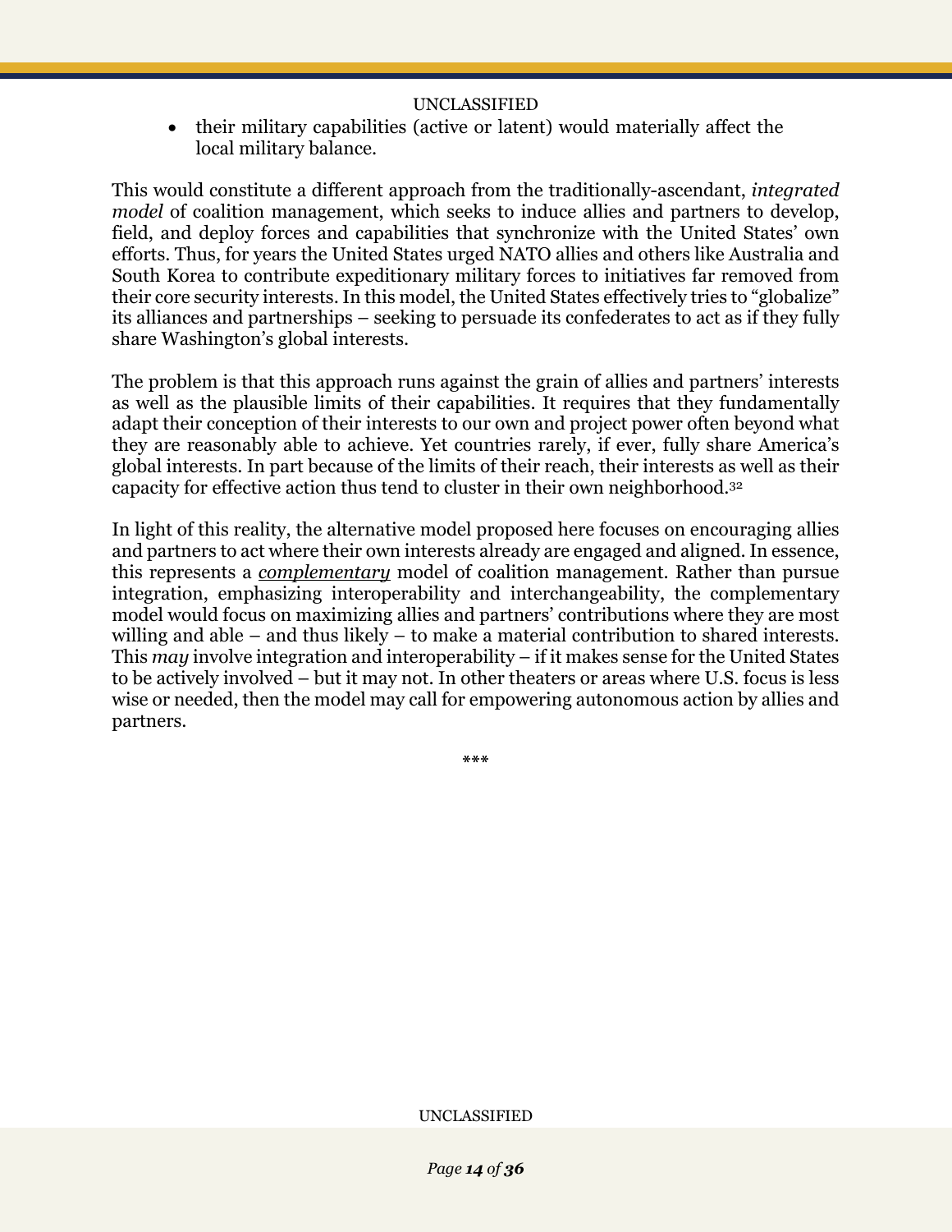- their military capabilities (active or latent) would materially affect the local military balance.

This would constitute a different approach from the traditionally-ascendant, *integrated model* of coalition management, which seeks to induce allies and partners to develop, field, and deploy forces and capabilities that synchronize with the United States' own efforts. Thus, for years the United States urged NATO allies and others like Australia and South Korea to contribute expeditionary military forces to initiatives far removed from their core security interests. In this model, the United States effectively tries to "globalize" its alliances and partnerships – seeking to persuade its confederates to act as if they fully share Washington's global interests.

The problem is that this approach runs against the grain of allies and partners' interests as well as the plausible limits of their capabilities. It requires that they fundamentally adapt their conception of their interests to our own and project power often beyond what they are reasonably able to achieve. Yet countries rarely, if ever, fully share America's global interests. In part because of the limits of their reach, their interests as well as their capacity for effective action thus tend to cluster in their own neighborhood.[32]

In light of this reality, the alternative model proposed here focuses on encouraging allies and partners to act where their own interests already are engaged and aligned. In essence, this represents a ***complementary*** model of coalition management. Rather than pursue integration, emphasizing interoperability and interchangeability, the complementary model would focus on maximizing allies and partners' contributions where they are most willing and able – and thus likely – to make a material contribution to shared interests. This *may* involve integration and interoperability – if it makes sense for the United States to be actively involved – but it may not. In other theaters or areas where U.S. focus is less wise or needed, then the model may call for empowering autonomous action by allies and partners.

***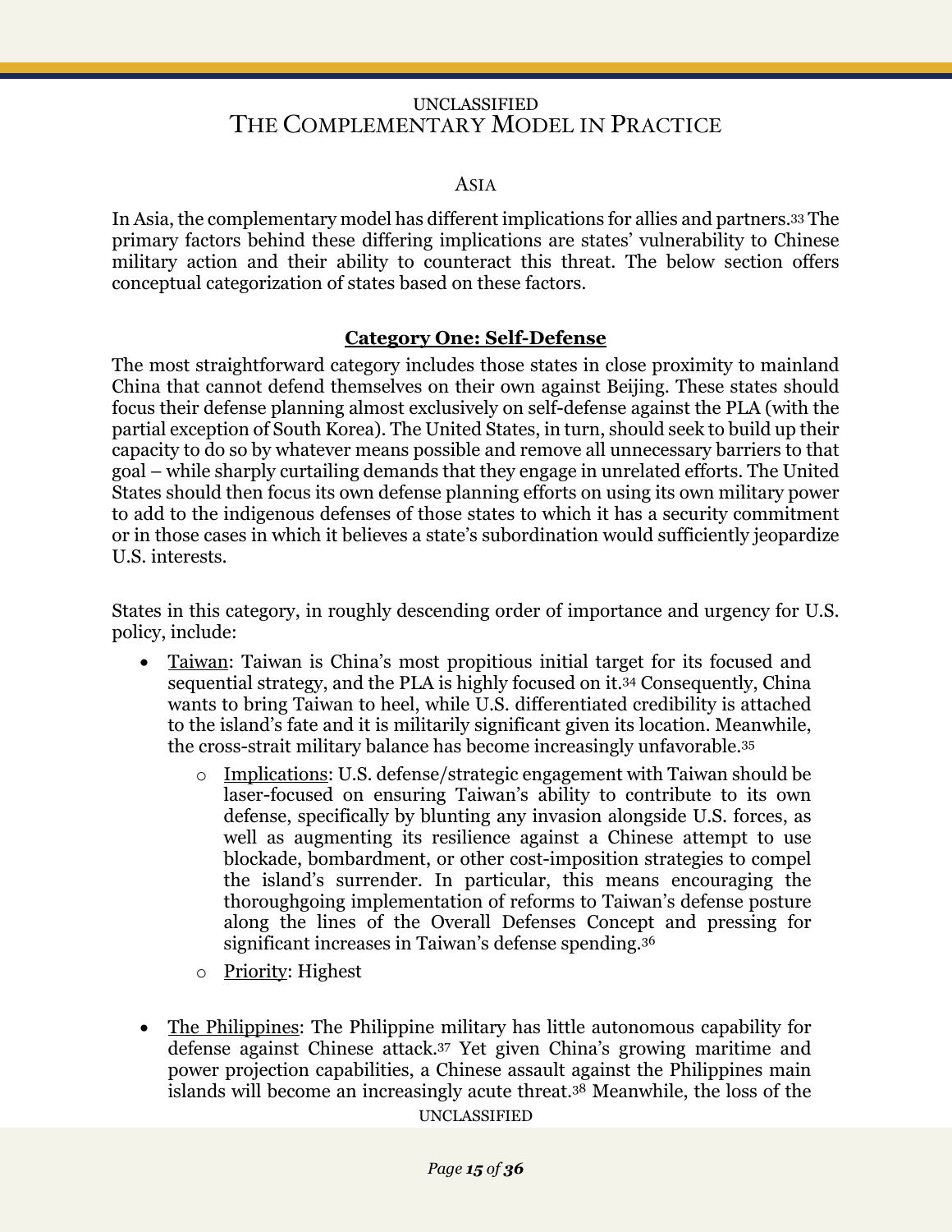## THE COMPLEMENTARY MODEL IN PRACTICE

### ASIA

In Asia, the complementary model has different implications for allies and partners.[33] The primary factors behind these differing implications are states' vulnerability to Chinese military action and their ability to counteract this threat. The below section offers conceptual categorization of states based on these factors.

#### **Category One: Self-Defense**

The most straightforward category includes those states in close proximity to mainland China that cannot defend themselves on their own against Beijing. These states should focus their defense planning almost exclusively on self-defense against the PLA (with the partial exception of South Korea). The United States, in turn, should seek to build up their capacity to do so by whatever means possible and remove all unnecessary barriers to that goal – while sharply curtailing demands that they engage in unrelated efforts. The United States should then focus its own defense planning efforts on using its own military power to add to the indigenous defenses of those states to which it has a security commitment or in those cases in which it believes a state's subordination would sufficiently jeopardize U.S. interests.

States in this category, in roughly descending order of importance and urgency for U.S. policy, include:

- Taiwan: Taiwan is China's most propitious initial target for its focused and sequential strategy, and the PLA is highly focused on it.[34] Consequently, China wants to bring Taiwan to heel, while U.S. differentiated credibility is attached to the island's fate and it is militarily significant given its location. Meanwhile, the cross-strait military balance has become increasingly unfavorable.[35]
  - Implications: U.S. defense/strategic engagement with Taiwan should be laser-focused on ensuring Taiwan's ability to contribute to its own defense, specifically by blunting any invasion alongside U.S. forces, as well as augmenting its resilience against a Chinese attempt to use blockade, bombardment, or other cost-imposition strategies to compel the island's surrender. In particular, this means encouraging the thoroughgoing implementation of reforms to Taiwan's defense posture along the lines of the Overall Defenses Concept and pressing for significant increases in Taiwan's defense spending.[36]
  - Priority: Highest

- The Philippines: The Philippine military has little autonomous capability for defense against Chinese attack.[37] Yet given China's growing maritime and power projection capabilities, a Chinese assault against the Philippines main islands will become an increasingly acute threat.[38] Meanwhile, the loss of the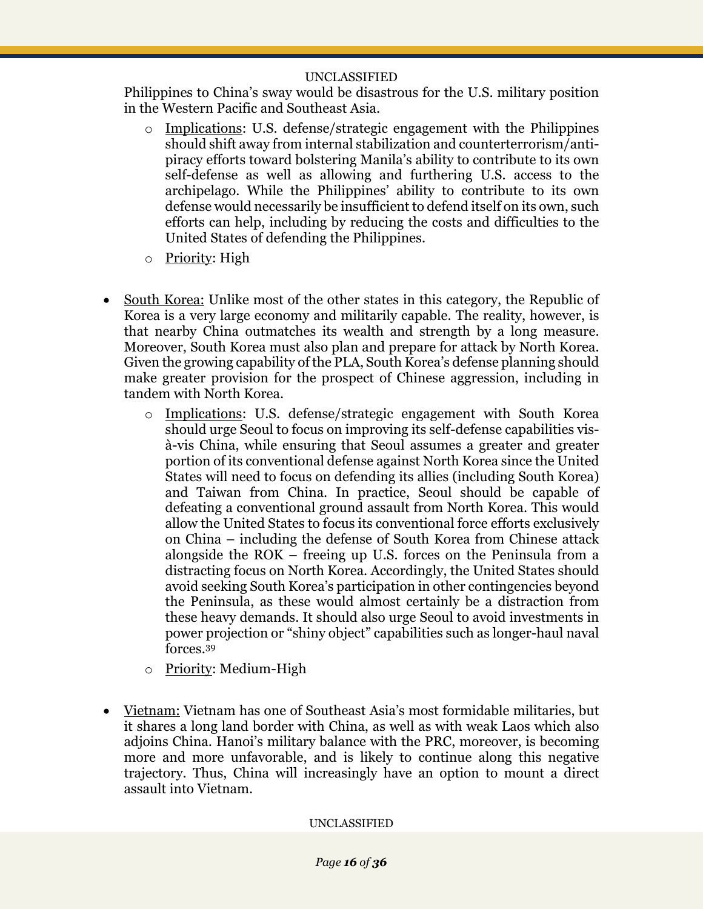Philippines to China's sway would be disastrous for the U.S. military position in the Western Pacific and Southeast Asia.

- Implications: U.S. defense/strategic engagement with the Philippines should shift away from internal stabilization and counterterrorism/anti-piracy efforts toward bolstering Manila's ability to contribute to its own self-defense as well as allowing and furthering U.S. access to the archipelago. While the Philippines' ability to contribute to its own defense would necessarily be insufficient to defend itself on its own, such efforts can help, including by reducing the costs and difficulties to the United States of defending the Philippines.
- Priority: High

- South Korea: Unlike most of the other states in this category, the Republic of Korea is a very large economy and militarily capable. The reality, however, is that nearby China outmatches its wealth and strength by a long measure. Moreover, South Korea must also plan and prepare for attack by North Korea. Given the growing capability of the PLA, South Korea's defense planning should make greater provision for the prospect of Chinese aggression, including in tandem with North Korea.
  - Implications: U.S. defense/strategic engagement with South Korea should urge Seoul to focus on improving its self-defense capabilities vis-à-vis China, while ensuring that Seoul assumes a greater and greater portion of its conventional defense against North Korea since the United States will need to focus on defending its allies (including South Korea) and Taiwan from China. In practice, Seoul should be capable of defeating a conventional ground assault from North Korea. This would allow the United States to focus its conventional force efforts exclusively on China – including the defense of South Korea from Chinese attack alongside the ROK – freeing up U.S. forces on the Peninsula from a distracting focus on North Korea. Accordingly, the United States should avoid seeking South Korea's participation in other contingencies beyond the Peninsula, as these would almost certainly be a distraction from these heavy demands. It should also urge Seoul to avoid investments in power projection or "shiny object" capabilities such as longer-haul naval forces.[39]
  - Priority: Medium-High

- Vietnam: Vietnam has one of Southeast Asia's most formidable militaries, but it shares a long land border with China, as well as with weak Laos which also adjoins China. Hanoi's military balance with the PRC, moreover, is becoming more and more unfavorable, and is likely to continue along this negative trajectory. Thus, China will increasingly have an option to mount a direct assault into Vietnam.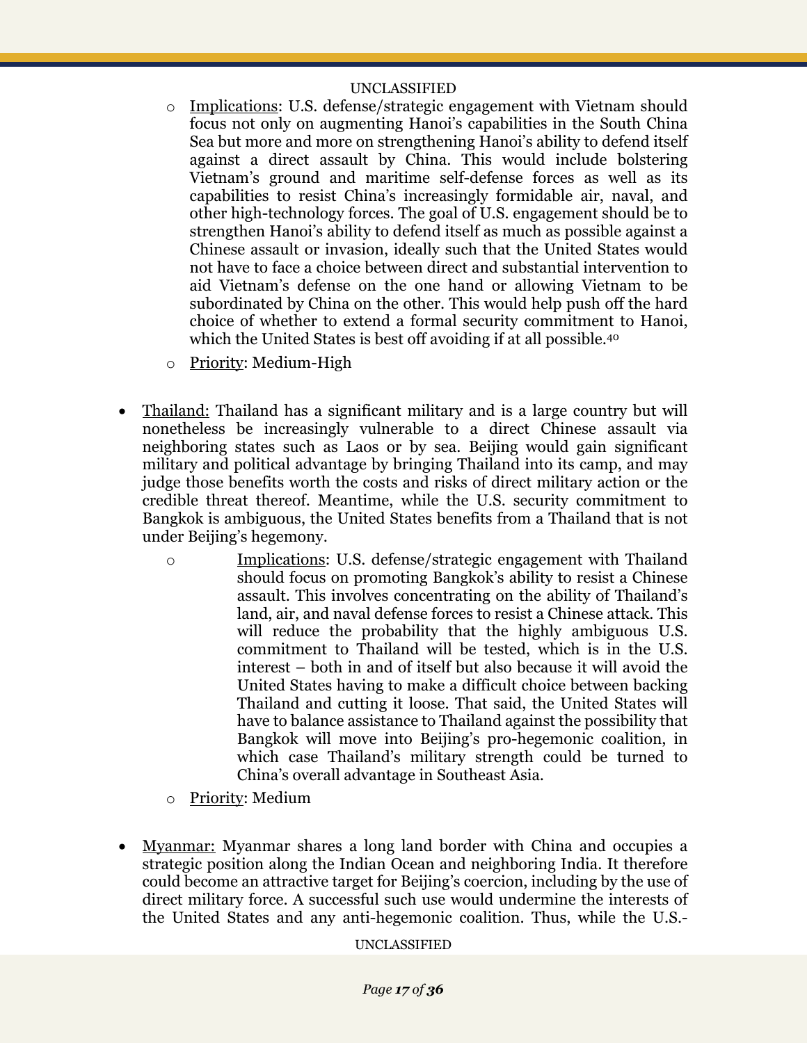- Implications: U.S. defense/strategic engagement with Vietnam should focus not only on augmenting Hanoi's capabilities in the South China Sea but more and more on strengthening Hanoi's ability to defend itself against a direct assault by China. This would include bolstering Vietnam's ground and maritime self-defense forces as well as its capabilities to resist China's increasingly formidable air, naval, and other high-technology forces. The goal of U.S. engagement should be to strengthen Hanoi's ability to defend itself as much as possible against a Chinese assault or invasion, ideally such that the United States would not have to face a choice between direct and substantial intervention to aid Vietnam's defense on the one hand or allowing Vietnam to be subordinated by China on the other. This would help push off the hard choice of whether to extend a formal security commitment to Hanoi, which the United States is best off avoiding if at all possible.[40]
- Priority: Medium-High

- Thailand: Thailand has a significant military and is a large country but will nonetheless be increasingly vulnerable to a direct Chinese assault via neighboring states such as Laos or by sea. Beijing would gain significant military and political advantage by bringing Thailand into its camp, and may judge those benefits worth the costs and risks of direct military action or the credible threat thereof. Meantime, while the U.S. security commitment to Bangkok is ambiguous, the United States benefits from a Thailand that is not under Beijing's hegemony.
    - Implications: U.S. defense/strategic engagement with Thailand should focus on promoting Bangkok's ability to resist a Chinese assault. This involves concentrating on the ability of Thailand's land, air, and naval defense forces to resist a Chinese attack. This will reduce the probability that the highly ambiguous U.S. commitment to Thailand will be tested, which is in the U.S. interest – both in and of itself but also because it will avoid the United States having to make a difficult choice between backing Thailand and cutting it loose. That said, the United States will have to balance assistance to Thailand against the possibility that Bangkok will move into Beijing's pro-hegemonic coalition, in which case Thailand's military strength could be turned to China's overall advantage in Southeast Asia.
    - Priority: Medium

- Myanmar: Myanmar shares a long land border with China and occupies a strategic position along the Indian Ocean and neighboring India. It therefore could become an attractive target for Beijing's coercion, including by the use of direct military force. A successful such use would undermine the interests of the United States and any anti-hegemonic coalition. Thus, while the U.S.-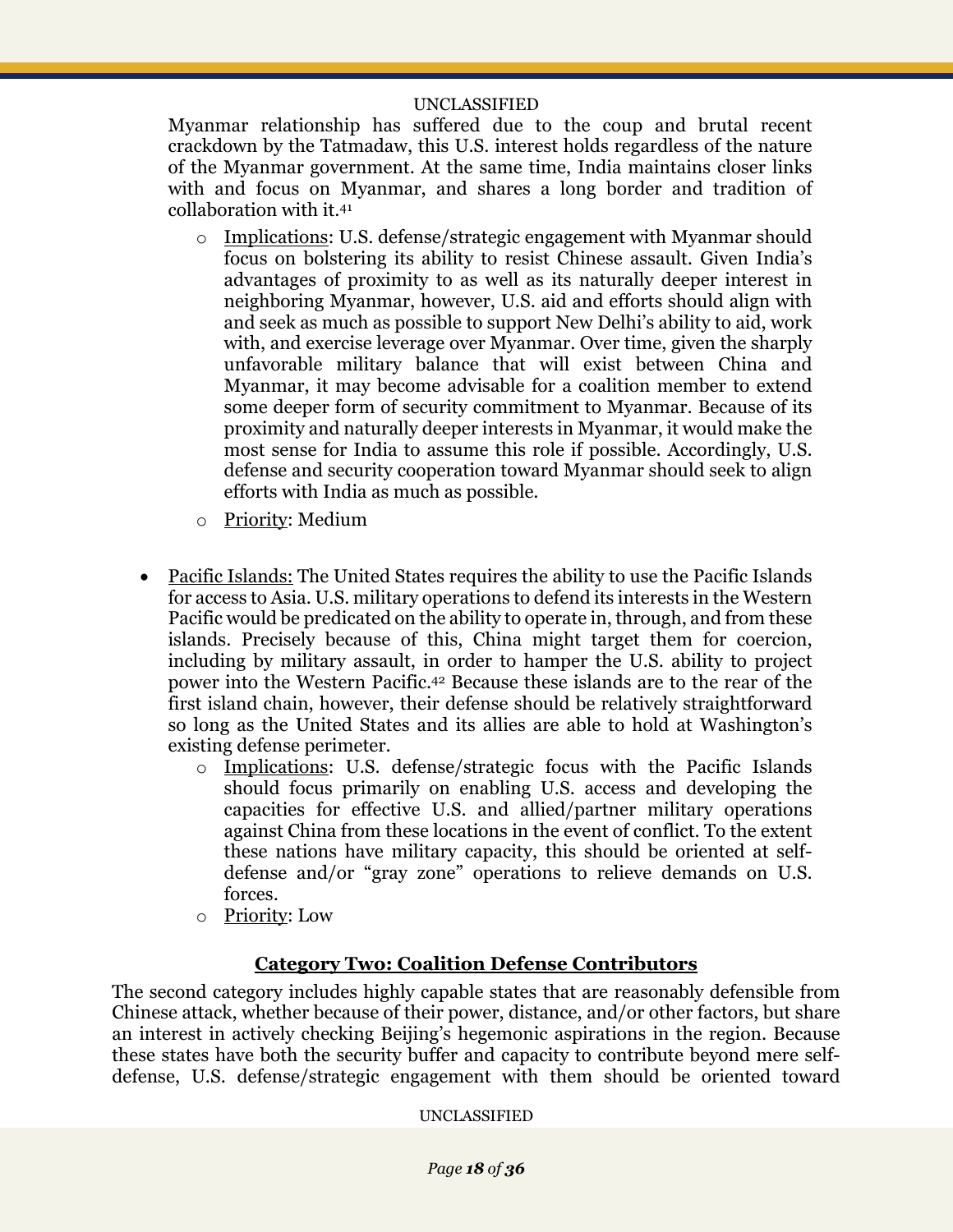Myanmar relationship has suffered due to the coup and brutal recent crackdown by the Tatmadaw, this U.S. interest holds regardless of the nature of the Myanmar government. At the same time, India maintains closer links with and focus on Myanmar, and shares a long border and tradition of collaboration with it.[41]

- Implications: U.S. defense/strategic engagement with Myanmar should focus on bolstering its ability to resist Chinese assault. Given India's advantages of proximity to as well as its naturally deeper interest in neighboring Myanmar, however, U.S. aid and efforts should align with and seek as much as possible to support New Delhi's ability to aid, work with, and exercise leverage over Myanmar. Over time, given the sharply unfavorable military balance that will exist between China and Myanmar, it may become advisable for a coalition member to extend some deeper form of security commitment to Myanmar. Because of its proximity and naturally deeper interests in Myanmar, it would make the most sense for India to assume this role if possible. Accordingly, U.S. defense and security cooperation toward Myanmar should seek to align efforts with India as much as possible.
- Priority: Medium

- Pacific Islands: The United States requires the ability to use the Pacific Islands for access to Asia. U.S. military operations to defend its interests in the Western Pacific would be predicated on the ability to operate in, through, and from these islands. Precisely because of this, China might target them for coercion, including by military assault, in order to hamper the U.S. ability to project power into the Western Pacific.[42] Because these islands are to the rear of the first island chain, however, their defense should be relatively straightforward so long as the United States and its allies are able to hold at Washington's existing defense perimeter.
  - Implications: U.S. defense/strategic focus with the Pacific Islands should focus primarily on enabling U.S. access and developing the capacities for effective U.S. and allied/partner military operations against China from these locations in the event of conflict. To the extent these nations have military capacity, this should be oriented at self-defense and/or "gray zone" operations to relieve demands on U.S. forces.
  - Priority: Low

## Category Two: Coalition Defense Contributors

The second category includes highly capable states that are reasonably defensible from Chinese attack, whether because of their power, distance, and/or other factors, but share an interest in actively checking Beijing's hegemonic aspirations in the region. Because these states have both the security buffer and capacity to contribute beyond mere self-defense, U.S. defense/strategic engagement with them should be oriented toward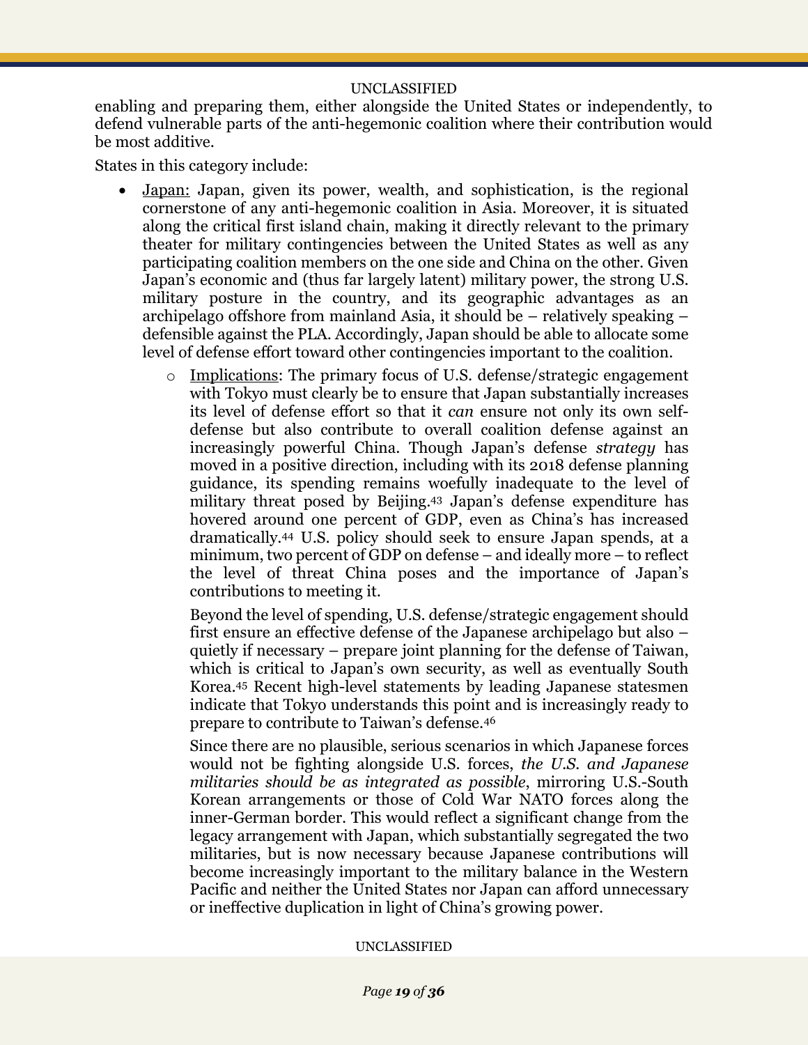enabling and preparing them, either alongside the United States or independently, to defend vulnerable parts of the anti-hegemonic coalition where their contribution would be most additive.

States in this category include:

- Japan: Japan, given its power, wealth, and sophistication, is the regional cornerstone of any anti-hegemonic coalition in Asia. Moreover, it is situated along the critical first island chain, making it directly relevant to the primary theater for military contingencies between the United States as well as any participating coalition members on the one side and China on the other. Given Japan's economic and (thus far largely latent) military power, the strong U.S. military posture in the country, and its geographic advantages as an archipelago offshore from mainland Asia, it should be – relatively speaking – defensible against the PLA. Accordingly, Japan should be able to allocate some level of defense effort toward other contingencies important to the coalition.
    - Implications: The primary focus of U.S. defense/strategic engagement with Tokyo must clearly be to ensure that Japan substantially increases its level of defense effort so that it *can* ensure not only its own self-defense but also contribute to overall coalition defense against an increasingly powerful China. Though Japan's defense *strategy* has moved in a positive direction, including with its 2018 defense planning guidance, its spending remains woefully inadequate to the level of military threat posed by Beijing.[43] Japan's defense expenditure has hovered around one percent of GDP, even as China's has increased dramatically.[44] U.S. policy should seek to ensure Japan spends, at a minimum, two percent of GDP on defense – and ideally more – to reflect the level of threat China poses and the importance of Japan's contributions to meeting it.

      Beyond the level of spending, U.S. defense/strategic engagement should first ensure an effective defense of the Japanese archipelago but also – quietly if necessary – prepare joint planning for the defense of Taiwan, which is critical to Japan's own security, as well as eventually South Korea.[45] Recent high-level statements by leading Japanese statesmen indicate that Tokyo understands this point and is increasingly ready to prepare to contribute to Taiwan's defense.[46]

      Since there are no plausible, serious scenarios in which Japanese forces would not be fighting alongside U.S. forces, *the U.S. and Japanese militaries should be as integrated as possible*, mirroring U.S.-South Korean arrangements or those of Cold War NATO forces along the inner-German border. This would reflect a significant change from the legacy arrangement with Japan, which substantially segregated the two militaries, but is now necessary because Japanese contributions will become increasingly important to the military balance in the Western Pacific and neither the United States nor Japan can afford unnecessary or ineffective duplication in light of China's growing power.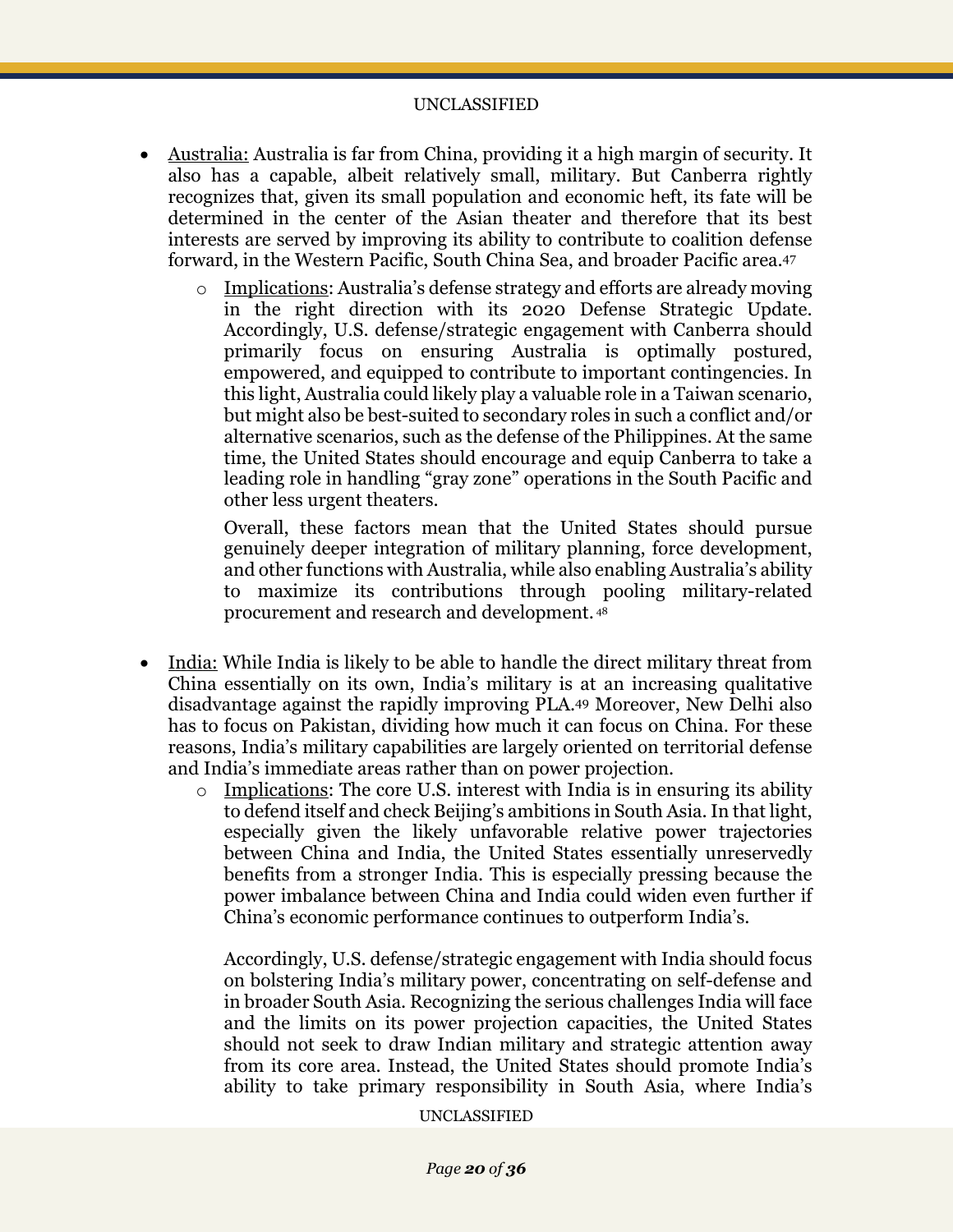- Australia: Australia is far from China, providing it a high margin of security. It also has a capable, albeit relatively small, military. But Canberra rightly recognizes that, given its small population and economic heft, its fate will be determined in the center of the Asian theater and therefore that its best interests are served by improving its ability to contribute to coalition defense forward, in the Western Pacific, South China Sea, and broader Pacific area.[47]
  - Implications: Australia's defense strategy and efforts are already moving in the right direction with its 2020 Defense Strategic Update. Accordingly, U.S. defense/strategic engagement with Canberra should primarily focus on ensuring Australia is optimally postured, empowered, and equipped to contribute to important contingencies. In this light, Australia could likely play a valuable role in a Taiwan scenario, but might also be best-suited to secondary roles in such a conflict and/or alternative scenarios, such as the defense of the Philippines. At the same time, the United States should encourage and equip Canberra to take a leading role in handling "gray zone" operations in the South Pacific and other less urgent theaters.

    Overall, these factors mean that the United States should pursue genuinely deeper integration of military planning, force development, and other functions with Australia, while also enabling Australia's ability to maximize its contributions through pooling military-related procurement and research and development.[48]

- India: While India is likely to be able to handle the direct military threat from China essentially on its own, India's military is at an increasing qualitative disadvantage against the rapidly improving PLA.[49] Moreover, New Delhi also has to focus on Pakistan, dividing how much it can focus on China. For these reasons, India's military capabilities are largely oriented on territorial defense and India's immediate areas rather than on power projection.
  - Implications: The core U.S. interest with India is in ensuring its ability to defend itself and check Beijing's ambitions in South Asia. In that light, especially given the likely unfavorable relative power trajectories between China and India, the United States essentially unreservedly benefits from a stronger India. This is especially pressing because the power imbalance between China and India could widen even further if China's economic performance continues to outperform India's.

    Accordingly, U.S. defense/strategic engagement with India should focus on bolstering India's military power, concentrating on self-defense and in broader South Asia. Recognizing the serious challenges India will face and the limits on its power projection capacities, the United States should not seek to draw Indian military and strategic attention away from its core area. Instead, the United States should promote India's ability to take primary responsibility in South Asia, where India's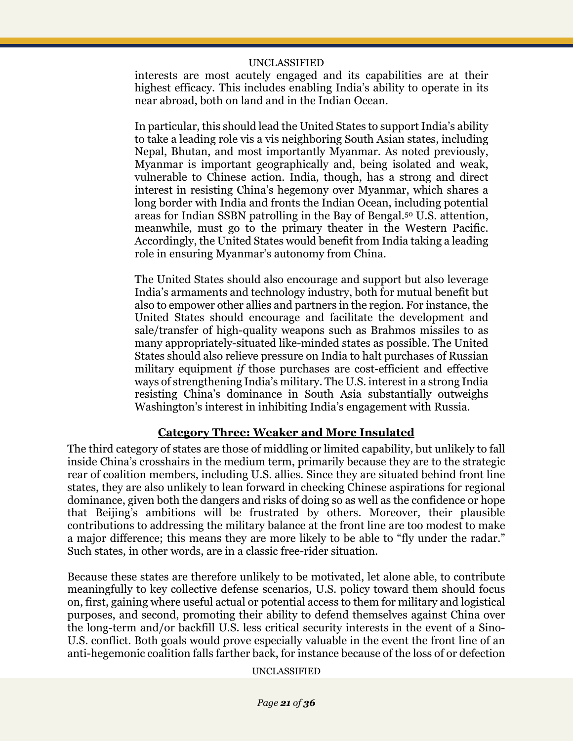interests are most acutely engaged and its capabilities are at their highest efficacy. This includes enabling India's ability to operate in its near abroad, both on land and in the Indian Ocean.

In particular, this should lead the United States to support India's ability to take a leading role vis a vis neighboring South Asian states, including Nepal, Bhutan, and most importantly Myanmar. As noted previously, Myanmar is important geographically and, being isolated and weak, vulnerable to Chinese action. India, though, has a strong and direct interest in resisting China's hegemony over Myanmar, which shares a long border with India and fronts the Indian Ocean, including potential areas for Indian SSBN patrolling in the Bay of Bengal.[50] U.S. attention, meanwhile, must go to the primary theater in the Western Pacific. Accordingly, the United States would benefit from India taking a leading role in ensuring Myanmar's autonomy from China.

The United States should also encourage and support but also leverage India's armaments and technology industry, both for mutual benefit but also to empower other allies and partners in the region. For instance, the United States should encourage and facilitate the development and sale/transfer of high-quality weapons such as Brahmos missiles to as many appropriately-situated like-minded states as possible. The United States should also relieve pressure on India to halt purchases of Russian military equipment *if* those purchases are cost-efficient and effective ways of strengthening India's military. The U.S. interest in a strong India resisting China's dominance in South Asia substantially outweighs Washington's interest in inhibiting India's engagement with Russia.

## Category Three: Weaker and More Insulated

The third category of states are those of middling or limited capability, but unlikely to fall inside China's crosshairs in the medium term, primarily because they are to the strategic rear of coalition members, including U.S. allies. Since they are situated behind front line states, they are also unlikely to lean forward in checking Chinese aspirations for regional dominance, given both the dangers and risks of doing so as well as the confidence or hope that Beijing's ambitions will be frustrated by others. Moreover, their plausible contributions to addressing the military balance at the front line are too modest to make a major difference; this means they are more likely to be able to "fly under the radar." Such states, in other words, are in a classic free-rider situation.

Because these states are therefore unlikely to be motivated, let alone able, to contribute meaningfully to key collective defense scenarios, U.S. policy toward them should focus on, first, gaining where useful actual or potential access to them for military and logistical purposes, and second, promoting their ability to defend themselves against China over the long-term and/or backfill U.S. less critical security interests in the event of a Sino-U.S. conflict. Both goals would prove especially valuable in the event the front line of an anti-hegemonic coalition falls farther back, for instance because of the loss of or defection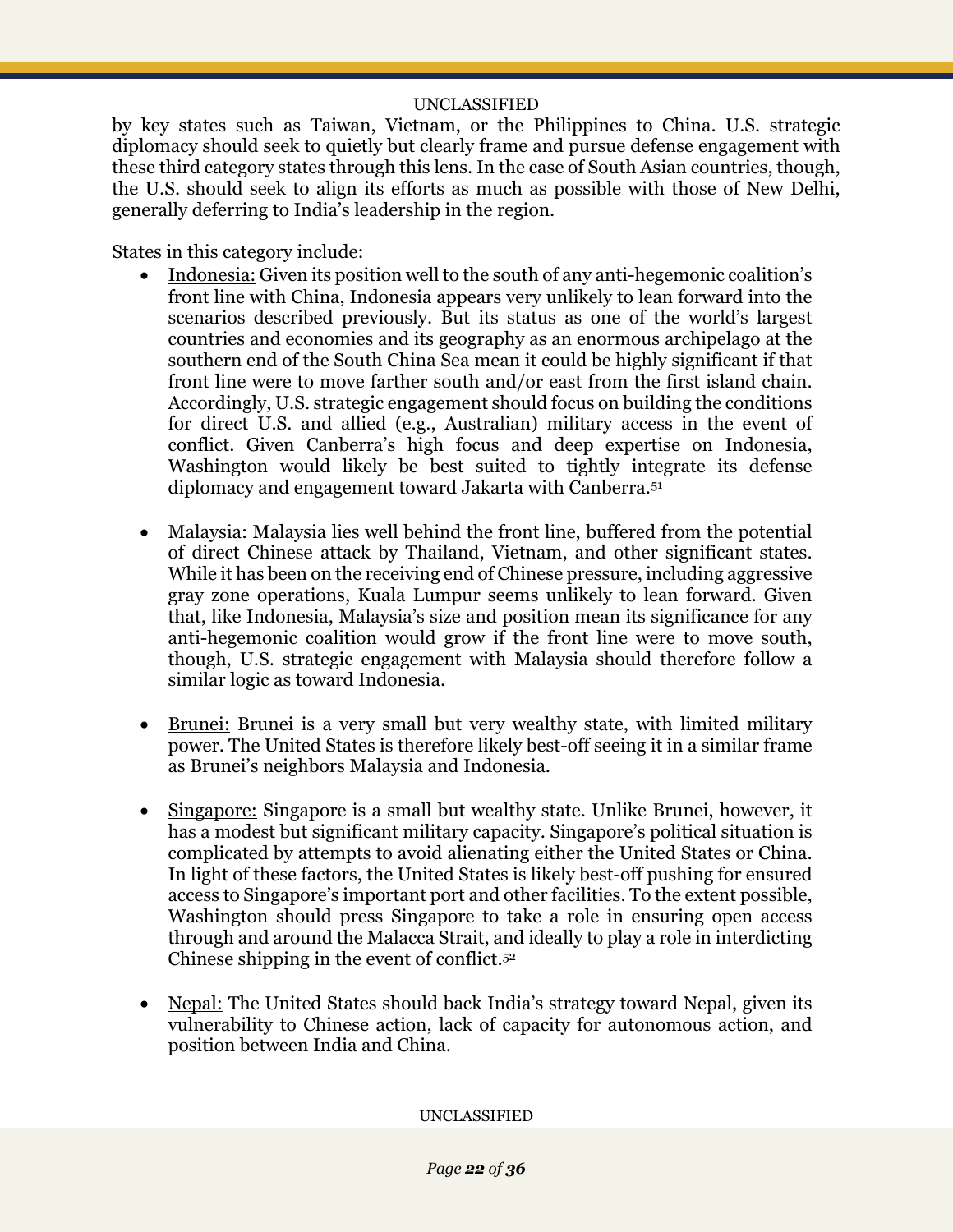by key states such as Taiwan, Vietnam, or the Philippines to China. U.S. strategic diplomacy should seek to quietly but clearly frame and pursue defense engagement with these third category states through this lens. In the case of South Asian countries, though, the U.S. should seek to align its efforts as much as possible with those of New Delhi, generally deferring to India's leadership in the region.

States in this category include:

- Indonesia: Given its position well to the south of any anti-hegemonic coalition's front line with China, Indonesia appears very unlikely to lean forward into the scenarios described previously. But its status as one of the world's largest countries and economies and its geography as an enormous archipelago at the southern end of the South China Sea mean it could be highly significant if that front line were to move farther south and/or east from the first island chain. Accordingly, U.S. strategic engagement should focus on building the conditions for direct U.S. and allied (e.g., Australian) military access in the event of conflict. Given Canberra's high focus and deep expertise on Indonesia, Washington would likely be best suited to tightly integrate its defense diplomacy and engagement toward Jakarta with Canberra.[51]

- Malaysia: Malaysia lies well behind the front line, buffered from the potential of direct Chinese attack by Thailand, Vietnam, and other significant states. While it has been on the receiving end of Chinese pressure, including aggressive gray zone operations, Kuala Lumpur seems unlikely to lean forward. Given that, like Indonesia, Malaysia's size and position mean its significance for any anti-hegemonic coalition would grow if the front line were to move south, though, U.S. strategic engagement with Malaysia should therefore follow a similar logic as toward Indonesia.

- Brunei: Brunei is a very small but very wealthy state, with limited military power. The United States is therefore likely best-off seeing it in a similar frame as Brunei's neighbors Malaysia and Indonesia.

- Singapore: Singapore is a small but wealthy state. Unlike Brunei, however, it has a modest but significant military capacity. Singapore's political situation is complicated by attempts to avoid alienating either the United States or China. In light of these factors, the United States is likely best-off pushing for ensured access to Singapore's important port and other facilities. To the extent possible, Washington should press Singapore to take a role in ensuring open access through and around the Malacca Strait, and ideally to play a role in interdicting Chinese shipping in the event of conflict.[52]

- Nepal: The United States should back India's strategy toward Nepal, given its vulnerability to Chinese action, lack of capacity for autonomous action, and position between India and China.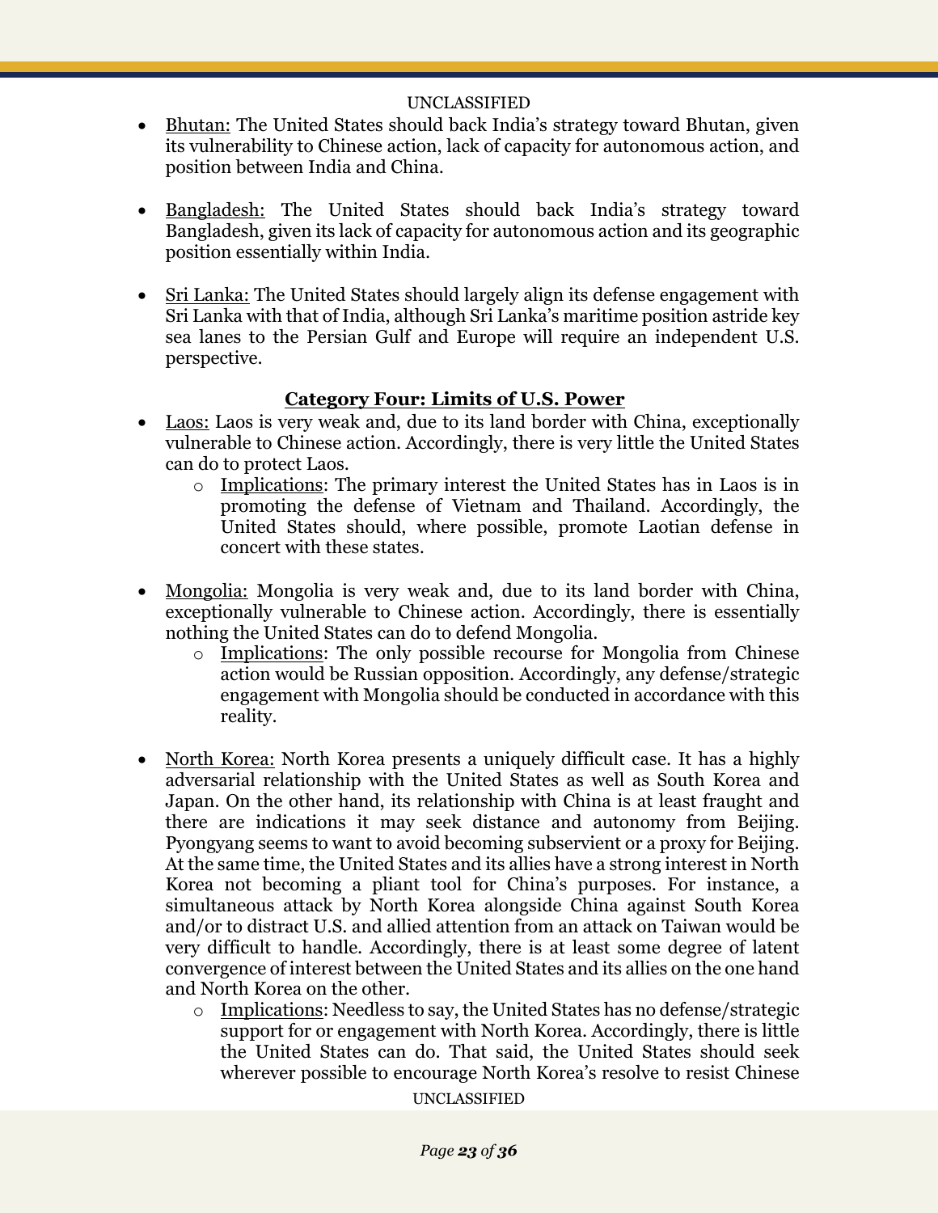- Bhutan: The United States should back India's strategy toward Bhutan, given its vulnerability to Chinese action, lack of capacity for autonomous action, and position between India and China.

- Bangladesh: The United States should back India's strategy toward Bangladesh, given its lack of capacity for autonomous action and its geographic position essentially within India.

- Sri Lanka: The United States should largely align its defense engagement with Sri Lanka with that of India, although Sri Lanka's maritime position astride key sea lanes to the Persian Gulf and Europe will require an independent U.S. perspective.

### Category Four: Limits of U.S. Power

- Laos: Laos is very weak and, due to its land border with China, exceptionally vulnerable to Chinese action. Accordingly, there is very little the United States can do to protect Laos.
  - Implications: The primary interest the United States has in Laos is in promoting the defense of Vietnam and Thailand. Accordingly, the United States should, where possible, promote Laotian defense in concert with these states.

- Mongolia: Mongolia is very weak and, due to its land border with China, exceptionally vulnerable to Chinese action. Accordingly, there is essentially nothing the United States can do to defend Mongolia.
  - Implications: The only possible recourse for Mongolia from Chinese action would be Russian opposition. Accordingly, any defense/strategic engagement with Mongolia should be conducted in accordance with this reality.

- North Korea: North Korea presents a uniquely difficult case. It has a highly adversarial relationship with the United States as well as South Korea and Japan. On the other hand, its relationship with China is at least fraught and there are indications it may seek distance and autonomy from Beijing. Pyongyang seems to want to avoid becoming subservient or a proxy for Beijing. At the same time, the United States and its allies have a strong interest in North Korea not becoming a pliant tool for China's purposes. For instance, a simultaneous attack by North Korea alongside China against South Korea and/or to distract U.S. and allied attention from an attack on Taiwan would be very difficult to handle. Accordingly, there is at least some degree of latent convergence of interest between the United States and its allies on the one hand and North Korea on the other.
  - Implications: Needless to say, the United States has no defense/strategic support for or engagement with North Korea. Accordingly, there is little the United States can do. That said, the United States should seek wherever possible to encourage North Korea's resolve to resist Chinese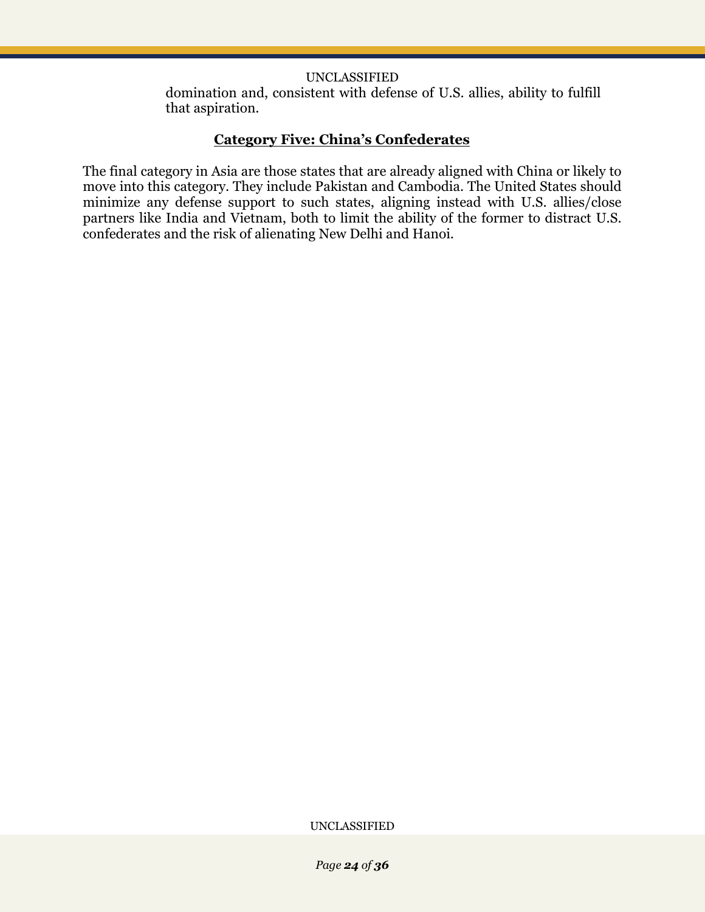domination and, consistent with defense of U.S. allies, ability to fulfill that aspiration.

## Category Five: China's Confederates

The final category in Asia are those states that are already aligned with China or likely to move into this category. They include Pakistan and Cambodia. The United States should minimize any defense support to such states, aligning instead with U.S. allies/close partners like India and Vietnam, both to limit the ability of the former to distract U.S. confederates and the risk of alienating New Delhi and Hanoi.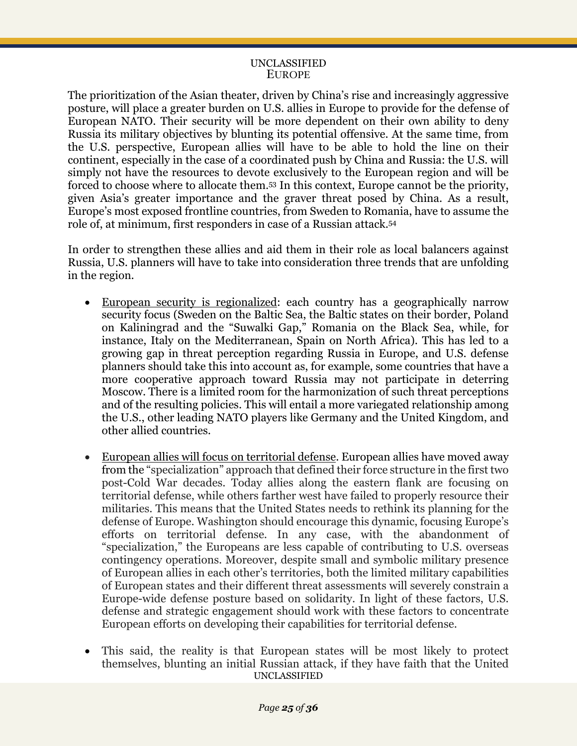# EUROPE

The prioritization of the Asian theater, driven by China's rise and increasingly aggressive posture, will place a greater burden on U.S. allies in Europe to provide for the defense of European NATO. Their security will be more dependent on their own ability to deny Russia its military objectives by blunting its potential offensive. At the same time, from the U.S. perspective, European allies will have to be able to hold the line on their continent, especially in the case of a coordinated push by China and Russia: the U.S. will simply not have the resources to devote exclusively to the European region and will be forced to choose where to allocate them.[53] In this context, Europe cannot be the priority, given Asia's greater importance and the graver threat posed by China. As a result, Europe's most exposed frontline countries, from Sweden to Romania, have to assume the role of, at minimum, first responders in case of a Russian attack.[54]

In order to strengthen these allies and aid them in their role as local balancers against Russia, U.S. planners will have to take into consideration three trends that are unfolding in the region.

- <u>European security is regionalized</u>: each country has a geographically narrow security focus (Sweden on the Baltic Sea, the Baltic states on their border, Poland on Kaliningrad and the "Suwalki Gap," Romania on the Black Sea, while, for instance, Italy on the Mediterranean, Spain on North Africa). This has led to a growing gap in threat perception regarding Russia in Europe, and U.S. defense planners should take this into account as, for example, some countries that have a more cooperative approach toward Russia may not participate in deterring Moscow. There is a limited room for the harmonization of such threat perceptions and of the resulting policies. This will entail a more variegated relationship among the U.S., other leading NATO players like Germany and the United Kingdom, and other allied countries.

- <u>European allies will focus on territorial defense</u>. European allies have moved away from the "specialization" approach that defined their force structure in the first two post-Cold War decades. Today allies along the eastern flank are focusing on territorial defense, while others farther west have failed to properly resource their militaries. This means that the United States needs to rethink its planning for the defense of Europe. Washington should encourage this dynamic, focusing Europe's efforts on territorial defense. In any case, with the abandonment of "specialization," the Europeans are less capable of contributing to U.S. overseas contingency operations. Moreover, despite small and symbolic military presence of European allies in each other's territories, both the limited military capabilities of European states and their different threat assessments will severely constrain a Europe-wide defense posture based on solidarity. In light of these factors, U.S. defense and strategic engagement should work with these factors to concentrate European efforts on developing their capabilities for territorial defense.

- This said, the reality is that European states will be most likely to protect themselves, blunting an initial Russian attack, if they have faith that the United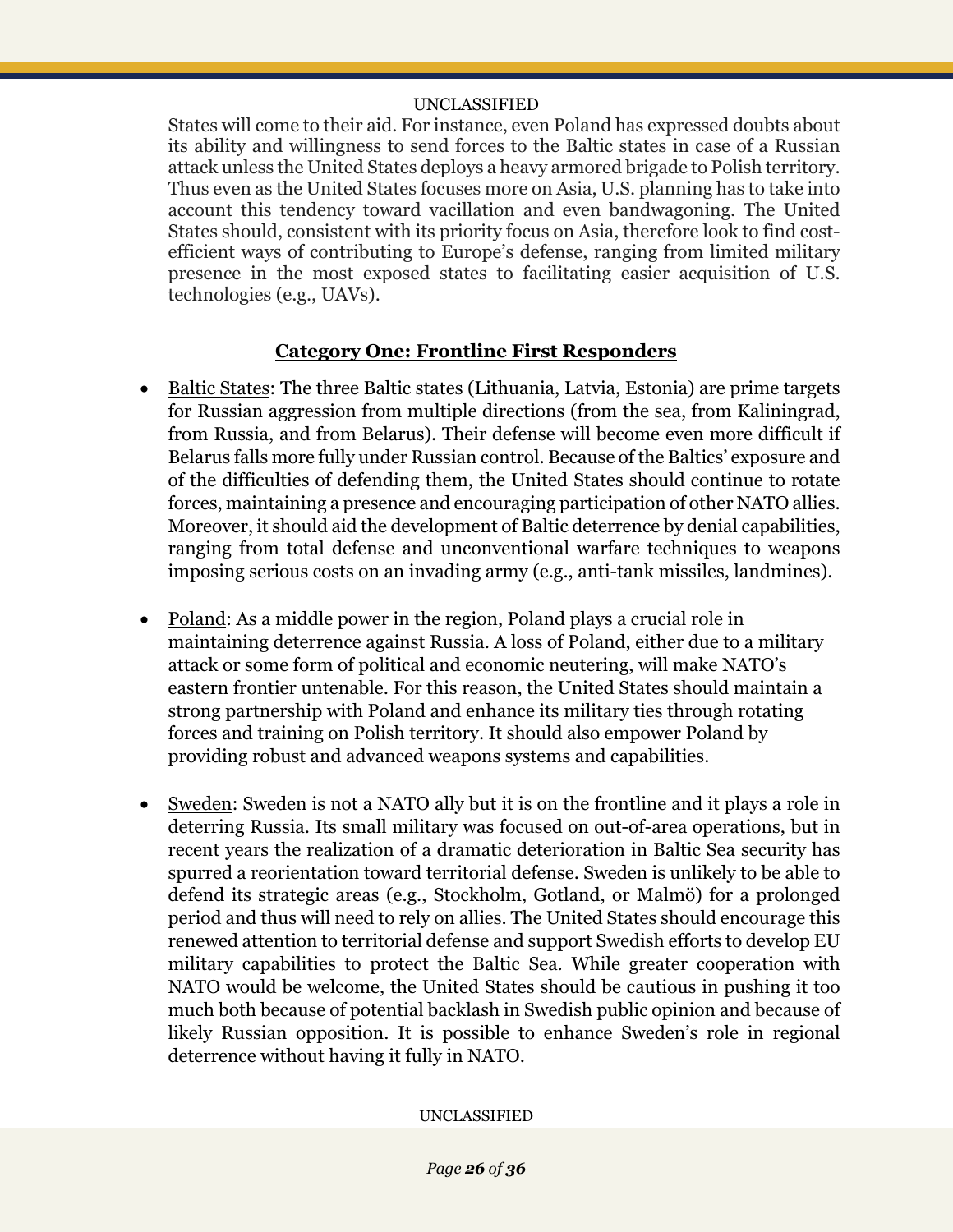States will come to their aid. For instance, even Poland has expressed doubts about its ability and willingness to send forces to the Baltic states in case of a Russian attack unless the United States deploys a heavy armored brigade to Polish territory. Thus even as the United States focuses more on Asia, U.S. planning has to take into account this tendency toward vacillation and even bandwagoning. The United States should, consistent with its priority focus on Asia, therefore look to find cost-efficient ways of contributing to Europe's defense, ranging from limited military presence in the most exposed states to facilitating easier acquisition of U.S. technologies (e.g., UAVs).

## Category One: Frontline First Responders

- Baltic States: The three Baltic states (Lithuania, Latvia, Estonia) are prime targets for Russian aggression from multiple directions (from the sea, from Kaliningrad, from Russia, and from Belarus). Their defense will become even more difficult if Belarus falls more fully under Russian control. Because of the Baltics' exposure and of the difficulties of defending them, the United States should continue to rotate forces, maintaining a presence and encouraging participation of other NATO allies. Moreover, it should aid the development of Baltic deterrence by denial capabilities, ranging from total defense and unconventional warfare techniques to weapons imposing serious costs on an invading army (e.g., anti-tank missiles, landmines).

- Poland: As a middle power in the region, Poland plays a crucial role in maintaining deterrence against Russia. A loss of Poland, either due to a military attack or some form of political and economic neutering, will make NATO's eastern frontier untenable. For this reason, the United States should maintain a strong partnership with Poland and enhance its military ties through rotating forces and training on Polish territory. It should also empower Poland by providing robust and advanced weapons systems and capabilities.

- Sweden: Sweden is not a NATO ally but it is on the frontline and it plays a role in deterring Russia. Its small military was focused on out-of-area operations, but in recent years the realization of a dramatic deterioration in Baltic Sea security has spurred a reorientation toward territorial defense. Sweden is unlikely to be able to defend its strategic areas (e.g., Stockholm, Gotland, or Malmö) for a prolonged period and thus will need to rely on allies. The United States should encourage this renewed attention to territorial defense and support Swedish efforts to develop EU military capabilities to protect the Baltic Sea. While greater cooperation with NATO would be welcome, the United States should be cautious in pushing it too much both because of potential backlash in Swedish public opinion and because of likely Russian opposition. It is possible to enhance Sweden's role in regional deterrence without having it fully in NATO.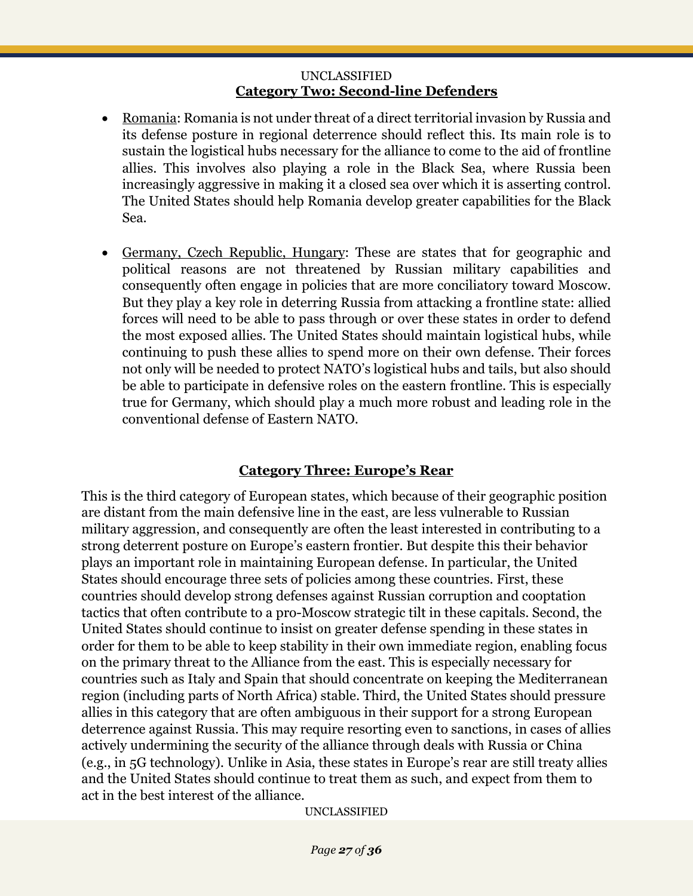## Category Two: Second-line Defenders

- Romania: Romania is not under threat of a direct territorial invasion by Russia and its defense posture in regional deterrence should reflect this. Its main role is to sustain the logistical hubs necessary for the alliance to come to the aid of frontline allies. This involves also playing a role in the Black Sea, where Russia been increasingly aggressive in making it a closed sea over which it is asserting control. The United States should help Romania develop greater capabilities for the Black Sea.

- Germany, Czech Republic, Hungary: These are states that for geographic and political reasons are not threatened by Russian military capabilities and consequently often engage in policies that are more conciliatory toward Moscow. But they play a key role in deterring Russia from attacking a frontline state: allied forces will need to be able to pass through or over these states in order to defend the most exposed allies. The United States should maintain logistical hubs, while continuing to push these allies to spend more on their own defense. Their forces not only will be needed to protect NATO's logistical hubs and tails, but also should be able to participate in defensive roles on the eastern frontline. This is especially true for Germany, which should play a much more robust and leading role in the conventional defense of Eastern NATO.

## Category Three: Europe's Rear

This is the third category of European states, which because of their geographic position are distant from the main defensive line in the east, are less vulnerable to Russian military aggression, and consequently are often the least interested in contributing to a strong deterrent posture on Europe's eastern frontier. But despite this their behavior plays an important role in maintaining European defense. In particular, the United States should encourage three sets of policies among these countries. First, these countries should develop strong defenses against Russian corruption and cooptation tactics that often contribute to a pro-Moscow strategic tilt in these capitals. Second, the United States should continue to insist on greater defense spending in these states in order for them to be able to keep stability in their own immediate region, enabling focus on the primary threat to the Alliance from the east. This is especially necessary for countries such as Italy and Spain that should concentrate on keeping the Mediterranean region (including parts of North Africa) stable. Third, the United States should pressure allies in this category that are often ambiguous in their support for a strong European deterrence against Russia. This may require resorting even to sanctions, in cases of allies actively undermining the security of the alliance through deals with Russia or China (e.g., in 5G technology). Unlike in Asia, these states in Europe's rear are still treaty allies and the United States should continue to treat them as such, and expect from them to act in the best interest of the alliance.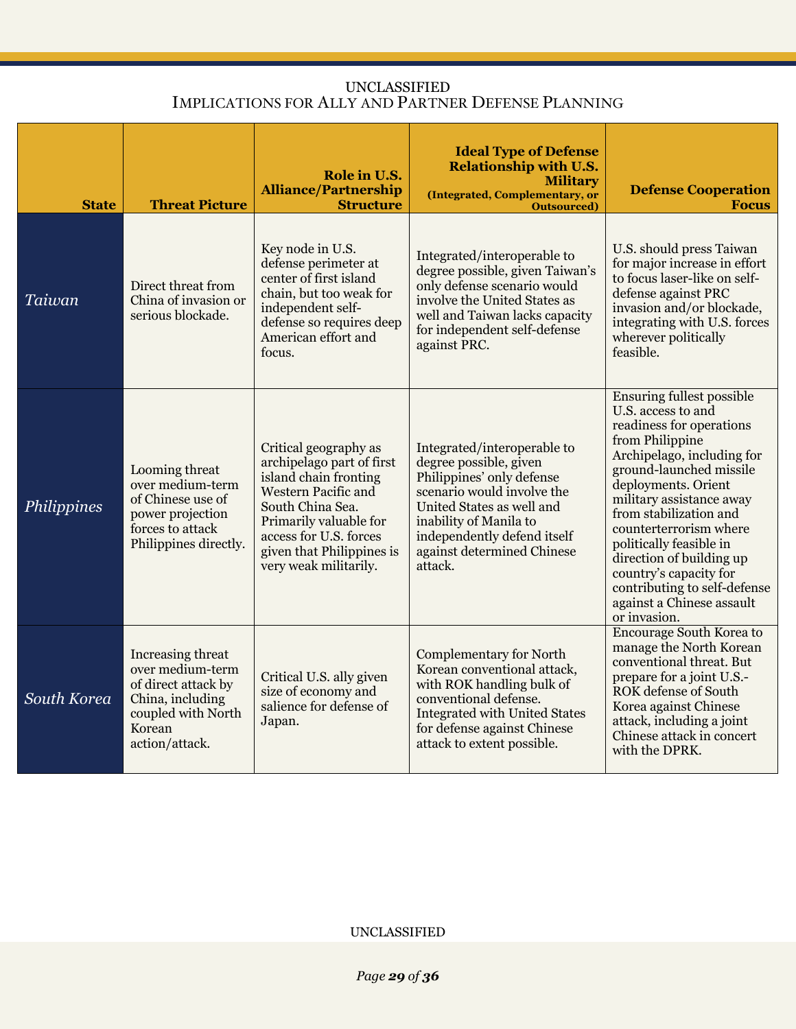| State | Threat Picture | Role in U.S. Alliance/Partnership Structure | Ideal Type of Defense Relationship with U.S. Military (Integrated, Complementary, or Outsourced) | Defense Cooperation Focus |
|---|---|---|---|---|
| *Taiwan* | Direct threat from China of invasion or serious blockade. | Key node in U.S. defense perimeter at center of first island chain, but too weak for independent self-defense so requires deep American effort and focus. | Integrated/interoperable to degree possible, given Taiwan's only defense scenario would involve the United States as well and Taiwan lacks capacity for independent self-defense against PRC. | U.S. should press Taiwan for major increase in effort to focus laser-like on self-defense against PRC invasion and/or blockade, integrating with U.S. forces wherever politically feasible. |
| *Philippines* | Looming threat over medium-term of Chinese use of power projection forces to attack Philippines directly. | Critical geography as archipelago part of first island chain fronting Western Pacific and South China Sea. Primarily valuable for access for U.S. forces given that Philippines is very weak militarily. | Integrated/interoperable to degree possible, given Philippines' only defense scenario would involve the United States as well and inability of Manila to independently defend itself against determined Chinese attack. | Ensuring fullest possible U.S. access to and readiness for operations from Philippine Archipelago, including for ground-launched missile deployments. Orient military assistance away from stabilization and counterterrorism where politically feasible in direction of building up country's capacity for contributing to self-defense against a Chinese assault or invasion. |
| *South Korea* | Increasing threat over medium-term of direct attack by China, including coupled with North Korean action/attack. | Critical U.S. ally given size of economy and salience for defense of Japan. | Complementary for North Korean conventional attack, with ROK handling bulk of conventional defense. Integrated with United States for defense against Chinese attack to extent possible. | Encourage South Korea to manage the North Korean conventional threat. But prepare for a joint U.S.-ROK defense of South Korea against Chinese attack, including a joint Chinese attack in concert with the DPRK. |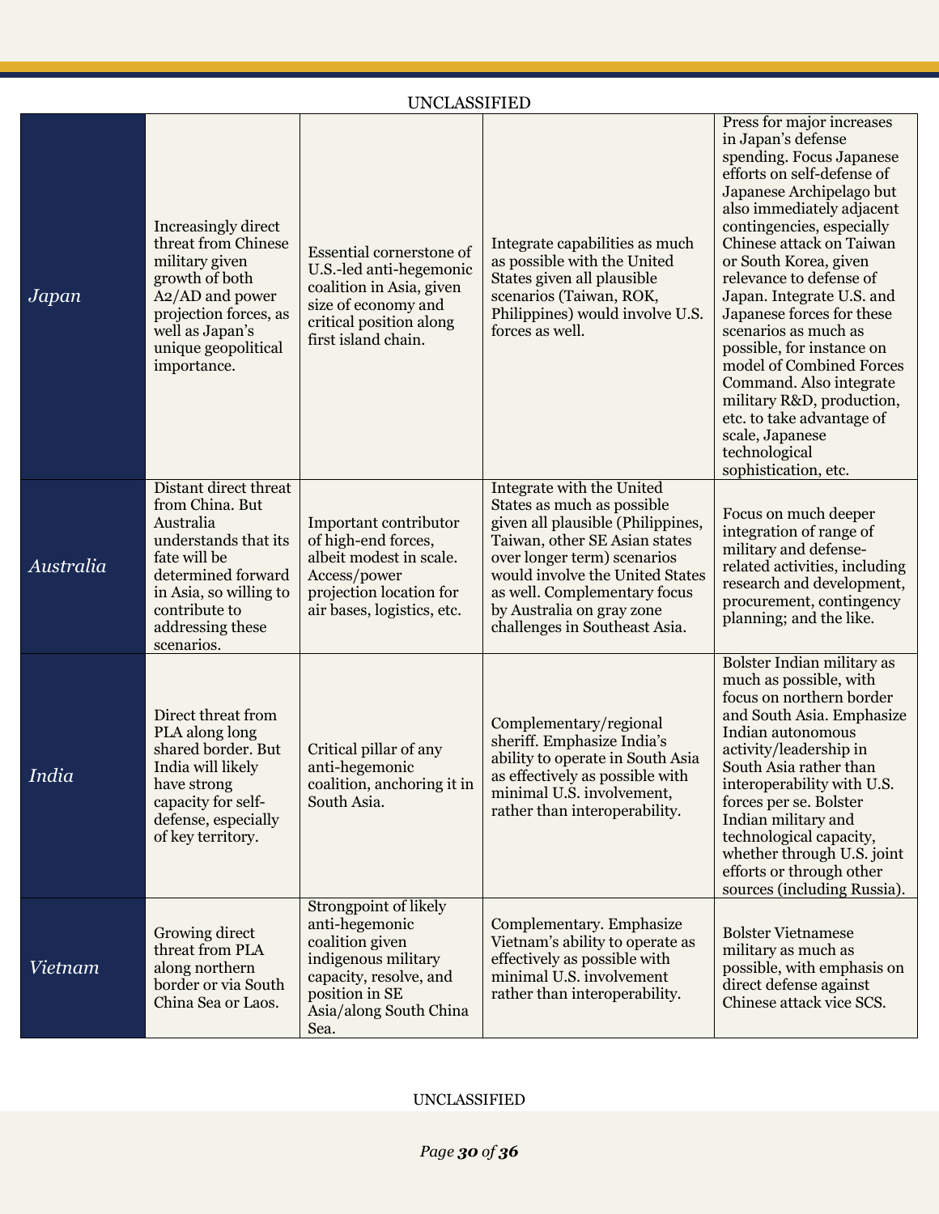UNCLASSIFIED

| | | | | |
|---|---|---|---|---|
| *Japan* | Increasingly direct threat from Chinese military given growth of both A2/AD and power projection forces, as well as Japan's unique geopolitical importance. | Essential cornerstone of U.S.-led anti-hegemonic coalition in Asia, given size of economy and critical position along first island chain. | Integrate capabilities as much as possible with the United States given all plausible scenarios (Taiwan, ROK, Philippines) would involve U.S. forces as well. | Press for major increases in Japan's defense spending. Focus Japanese efforts on self-defense of Japanese Archipelago but also immediately adjacent contingencies, especially Chinese attack on Taiwan or South Korea, given relevance to defense of Japan. Integrate U.S. and Japanese forces for these scenarios as much as possible, for instance on model of Combined Forces Command. Also integrate military R&D, production, etc. to take advantage of scale, Japanese technological sophistication, etc. |
| *Australia* | Distant direct threat from China. But Australia understands that its fate will be determined forward in Asia, so willing to contribute to addressing these scenarios. | Important contributor of high-end forces, albeit modest in scale. Access/power projection location for air bases, logistics, etc. | Integrate with the United States as much as possible given all plausible (Philippines, Taiwan, other SE Asian states over longer term) scenarios would involve the United States as well. Complementary focus by Australia on gray zone challenges in Southeast Asia. | Focus on much deeper integration of range of military and defense-related activities, including research and development, procurement, contingency planning; and the like. |
| *India* | Direct threat from PLA along long shared border. But India will likely have strong capacity for self-defense, especially of key territory. | Critical pillar of any anti-hegemonic coalition, anchoring it in South Asia. | Complementary/regional sheriff. Emphasize India's ability to operate in South Asia as effectively as possible with minimal U.S. involvement, rather than interoperability. | Bolster Indian military as much as possible, with focus on northern border and South Asia. Emphasize Indian autonomous activity/leadership in South Asia rather than interoperability with U.S. forces per se. Bolster Indian military and technological capacity, whether through U.S. joint efforts or through other sources (including Russia). |
| *Vietnam* | Growing direct threat from PLA along northern border or via South China Sea or Laos. | Strongpoint of likely anti-hegemonic coalition given indigenous military capacity, resolve, and position in SE Asia/along South China Sea. | Complementary. Emphasize Vietnam's ability to operate as effectively as possible with minimal U.S. involvement rather than interoperability. | Bolster Vietnamese military as much as possible, with emphasis on direct defense against Chinese attack vice SCS. |

UNCLASSIFIED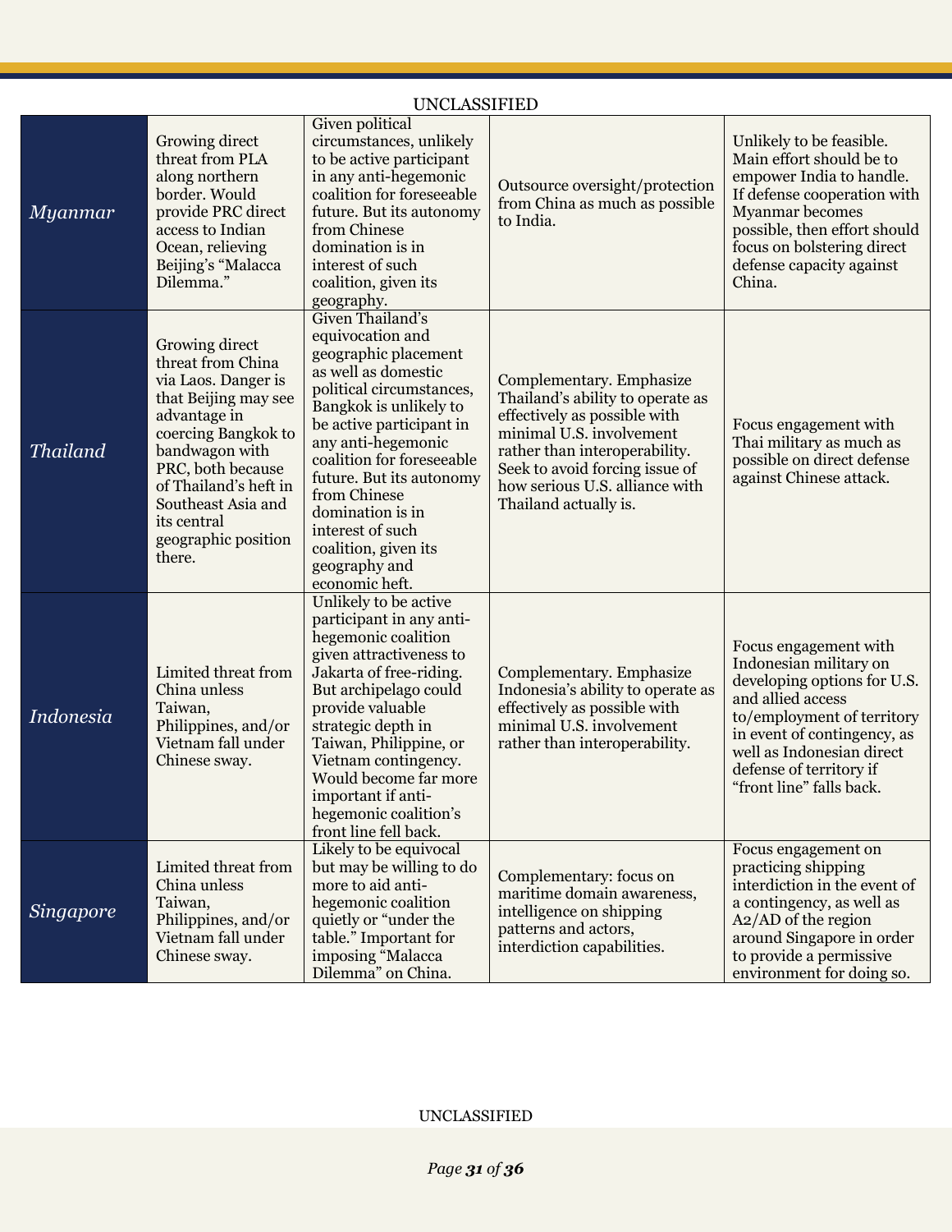UNCLASSIFIED

| | | | | |
|---|---|---|---|---|
| *Myanmar* | Growing direct threat from PLA along northern border. Would provide PRC direct access to Indian Ocean, relieving Beijing's "Malacca Dilemma." | Given political circumstances, unlikely to be active participant in any anti-hegemonic coalition for foreseeable future. But its autonomy from Chinese domination is in interest of such coalition, given its geography. | Outsource oversight/protection from China as much as possible to India. | Unlikely to be feasible. Main effort should be to empower India to handle. If defense cooperation with Myanmar becomes possible, then effort should focus on bolstering direct defense capacity against China. |
| *Thailand* | Growing direct threat from China via Laos. Danger is that Beijing may see advantage in coercing Bangkok to bandwagon with PRC, both because of Thailand's heft in Southeast Asia and its central geographic position there. | Given Thailand's equivocation and geographic placement as well as domestic political circumstances, Bangkok is unlikely to be active participant in any anti-hegemonic coalition for foreseeable future. But its autonomy from Chinese domination is in interest of such coalition, given its geography and economic heft. | Complementary. Emphasize Thailand's ability to operate as effectively as possible with minimal U.S. involvement rather than interoperability. Seek to avoid forcing issue of how serious U.S. alliance with Thailand actually is. | Focus engagement with Thai military as much as possible on direct defense against Chinese attack. |
| *Indonesia* | Limited threat from China unless Taiwan, Philippines, and/or Vietnam fall under Chinese sway. | Unlikely to be active participant in any anti-hegemonic coalition given attractiveness to Jakarta of free-riding. But archipelago could provide valuable strategic depth in Taiwan, Philippine, or Vietnam contingency. Would become far more important if anti-hegemonic coalition's front line fell back. | Complementary. Emphasize Indonesia's ability to operate as effectively as possible with minimal U.S. involvement rather than interoperability. | Focus engagement with Indonesian military on developing options for U.S. and allied access to/employment of territory in event of contingency, as well as Indonesian direct defense of territory if "front line" falls back. |
| *Singapore* | Limited threat from China unless Taiwan, Philippines, and/or Vietnam fall under Chinese sway. | Likely to be equivocal but may be willing to do more to aid anti-hegemonic coalition quietly or "under the table." Important for imposing "Malacca Dilemma" on China. | Complementary: focus on maritime domain awareness, intelligence on shipping patterns and actors, interdiction capabilities. | Focus engagement on practicing shipping interdiction in the event of a contingency, as well as A2/AD of the region around Singapore in order to provide a permissive environment for doing so. |

UNCLASSIFIED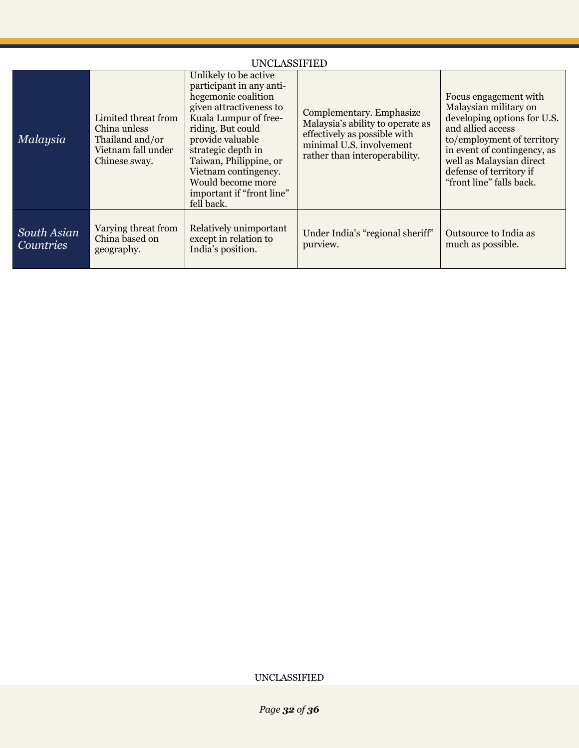UNCLASSIFIED

| | | | | |
|---|---|---|---|---|
| *Malaysia* | Limited threat from China unless Thailand and/or Vietnam fall under Chinese sway. | Unlikely to be active participant in any anti-hegemonic coalition given attractiveness to Kuala Lumpur of free-riding. But could provide valuable strategic depth in Taiwan, Philippine, or Vietnam contingency. Would become more important if "front line" fell back. | Complementary. Emphasize Malaysia's ability to operate as effectively as possible with minimal U.S. involvement rather than interoperability. | Focus engagement with Malaysian military on developing options for U.S. and allied access to/employment of territory in event of contingency, as well as Malaysian direct defense of territory if "front line" falls back. |
| *South Asian Countries* | Varying threat from China based on geography. | Relatively unimportant except in relation to India's position. | Under India's "regional sheriff" purview. | Outsource to India as much as possible. |

UNCLASSIFIED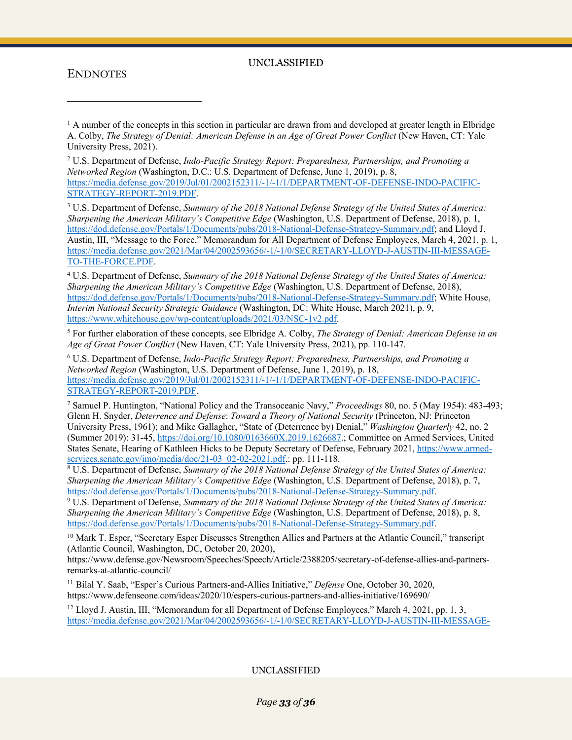## Endnotes

[1] A number of the concepts in this section in particular are drawn from and developed at greater length in Elbridge A. Colby, *The Strategy of Denial: American Defense in an Age of Great Power Conflict* (New Haven, CT: Yale University Press, 2021).

[2] U.S. Department of Defense, *Indo-Pacific Strategy Report: Preparedness, Partnerships, and Promoting a Networked Region* (Washington, D.C.: U.S. Department of Defense, June 1, 2019), p. 8, https://media.defense.gov/2019/Jul/01/2002152311/-1/-1/1/DEPARTMENT-OF-DEFENSE-INDO-PACIFIC-STRATEGY-REPORT-2019.PDF.

[3] U.S. Department of Defense, *Summary of the 2018 National Defense Strategy of the United States of America: Sharpening the American Military's Competitive Edge* (Washington, U.S. Department of Defense, 2018), p. 1, https://dod.defense.gov/Portals/1/Documents/pubs/2018-National-Defense-Strategy-Summary.pdf; and Lloyd J. Austin, III, "Message to the Force," Memorandum for All Department of Defense Employees, March 4, 2021, p. 1, https://media.defense.gov/2021/Mar/04/2002593656/-1/-1/0/SECRETARY-LLOYD-J-AUSTIN-III-MESSAGE-TO-THE-FORCE.PDF.

[4] U.S. Department of Defense, *Summary of the 2018 National Defense Strategy of the United States of America: Sharpening the American Military's Competitive Edge* (Washington, U.S. Department of Defense, 2018), https://dod.defense.gov/Portals/1/Documents/pubs/2018-National-Defense-Strategy-Summary.pdf; White House, *Interim National Security Strategic Guidance* (Washington, DC: White House, March 2021), p. 9, https://www.whitehouse.gov/wp-content/uploads/2021/03/NSC-1v2.pdf.

[5] For further elaboration of these concepts, see Elbridge A. Colby, *The Strategy of Denial: American Defense in an Age of Great Power Conflict* (New Haven, CT: Yale University Press, 2021), pp. 110-147.

[6] U.S. Department of Defense, *Indo-Pacific Strategy Report: Preparedness, Partnerships, and Promoting a Networked Region* (Washington, U.S. Department of Defense, June 1, 2019), p. 18, https://media.defense.gov/2019/Jul/01/2002152311/-1/-1/1/DEPARTMENT-OF-DEFENSE-INDO-PACIFIC-STRATEGY-REPORT-2019.PDF.

[7] Samuel P. Huntington, "National Policy and the Transoceanic Navy," *Proceedings* 80, no. 5 (May 1954): 483-493; Glenn H. Snyder, *Deterrence and Defense: Toward a Theory of National Security* (Princeton, NJ: Princeton University Press, 1961); and Mike Gallagher, "State of (Deterrence by) Denial," *Washington Quarterly* 42, no. 2 (Summer 2019): 31-45, https://doi.org/10.1080/0163660X.2019.1626687.; Committee on Armed Services, United States Senate, Hearing of Kathleen Hicks to be Deputy Secretary of Defense, February 2021, https://www.armed-services.senate.gov/imo/media/doc/21-03_02-02-2021.pdf.: pp. 111-118.

[8] U.S. Department of Defense, *Summary of the 2018 National Defense Strategy of the United States of America: Sharpening the American Military's Competitive Edge* (Washington, U.S. Department of Defense, 2018), p. 7, https://dod.defense.gov/Portals/1/Documents/pubs/2018-National-Defense-Strategy-Summary.pdf.

[9] U.S. Department of Defense, *Summary of the 2018 National Defense Strategy of the United States of America: Sharpening the American Military's Competitive Edge* (Washington, U.S. Department of Defense, 2018), p. 8, https://dod.defense.gov/Portals/1/Documents/pubs/2018-National-Defense-Strategy-Summary.pdf.

[10] Mark T. Esper, "Secretary Esper Discusses Strengthen Allies and Partners at the Atlantic Council," transcript (Atlantic Council, Washington, DC, October 20, 2020), https://www.defense.gov/Newsroom/Speeches/Speech/Article/2388205/secretary-of-defense-allies-and-partners-remarks-at-atlantic-council/

[11] Bilal Y. Saab, "Esper's Curious Partners-and-Allies Initiative," *Defense* One, October 30, 2020, https://www.defenseone.com/ideas/2020/10/espers-curious-partners-and-allies-initiative/169690/

[12] Lloyd J. Austin, III, "Memorandum for all Department of Defense Employees," March 4, 2021, pp. 1, 3, https://media.defense.gov/2021/Mar/04/2002593656/-1/-1/0/SECRETARY-LLOYD-J-AUSTIN-III-MESSAGE-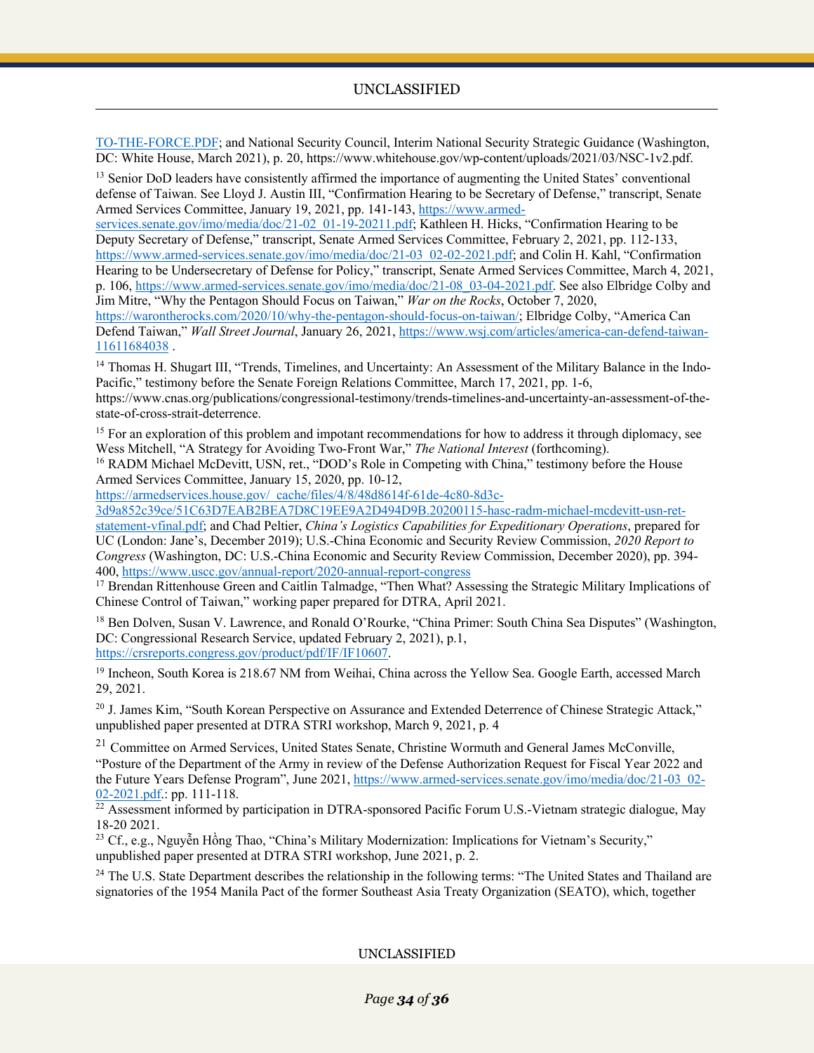TO-THE-FORCE.PDF; and National Security Council, Interim National Security Strategic Guidance (Washington, DC: White House, March 2021), p. 20, https://www.whitehouse.gov/wp-content/uploads/2021/03/NSC-1v2.pdf.

[13] Senior DoD leaders have consistently affirmed the importance of augmenting the United States' conventional defense of Taiwan. See Lloyd J. Austin III, "Confirmation Hearing to be Secretary of Defense," transcript, Senate Armed Services Committee, January 19, 2021, pp. 141-143, https://www.armed-services.senate.gov/imo/media/doc/21-02_01-19-20211.pdf; Kathleen H. Hicks, "Confirmation Hearing to be Deputy Secretary of Defense," transcript, Senate Armed Services Committee, February 2, 2021, pp. 112-133, https://www.armed-services.senate.gov/imo/media/doc/21-03_02-02-2021.pdf; and Colin H. Kahl, "Confirmation Hearing to be Undersecretary of Defense for Policy," transcript, Senate Armed Services Committee, March 4, 2021, p. 106, https://www.armed-services.senate.gov/imo/media/doc/21-08_03-04-2021.pdf. See also Elbridge Colby and Jim Mitre, "Why the Pentagon Should Focus on Taiwan," *War on the Rocks*, October 7, 2020, https://warontherocks.com/2020/10/why-the-pentagon-should-focus-on-taiwan/; Elbridge Colby, "America Can Defend Taiwan," *Wall Street Journal*, January 26, 2021, https://www.wsj.com/articles/america-can-defend-taiwan-11611684038 .

[14] Thomas H. Shugart III, "Trends, Timelines, and Uncertainty: An Assessment of the Military Balance in the Indo-Pacific," testimony before the Senate Foreign Relations Committee, March 17, 2021, pp. 1-6, https://www.cnas.org/publications/congressional-testimony/trends-timelines-and-uncertainty-an-assessment-of-the-state-of-cross-strait-deterrence.

[15] For an exploration of this problem and impotant recommendations for how to address it through diplomacy, see Wess Mitchell, "A Strategy for Avoiding Two-Front War," *The National Interest* (forthcoming).

[16] RADM Michael McDevitt, USN, ret., "DOD's Role in Competing with China," testimony before the House Armed Services Committee, January 15, 2020, pp. 10-12, https://armedservices.house.gov/_cache/files/4/8/48d8614f-61de-4c80-8d3c-3d9a852c39ce/51C63D7EAB2BEA7D8C19EE9A2D494D9B.20200115-hasc-radm-michael-mcdevitt-usn-ret-statement-vfinal.pdf; and Chad Peltier, *China's Logistics Capabilities for Expeditionary Operations*, prepared for UC (London: Jane's, December 2019); U.S.-China Economic and Security Review Commission, *2020 Report to Congress* (Washington, DC: U.S.-China Economic and Security Review Commission, December 2020), pp. 394-400, https://www.uscc.gov/annual-report/2020-annual-report-congress

[17] Brendan Rittenhouse Green and Caitlin Talmadge, "Then What? Assessing the Strategic Military Implications of Chinese Control of Taiwan," working paper prepared for DTRA, April 2021.

[18] Ben Dolven, Susan V. Lawrence, and Ronald O'Rourke, "China Primer: South China Sea Disputes" (Washington, DC: Congressional Research Service, updated February 2, 2021), p.1, https://crsreports.congress.gov/product/pdf/IF/IF10607.

[19] Incheon, South Korea is 218.67 NM from Weihai, China across the Yellow Sea. Google Earth, accessed March 29, 2021.

[20] J. James Kim, "South Korean Perspective on Assurance and Extended Deterrence of Chinese Strategic Attack," unpublished paper presented at DTRA STRI workshop, March 9, 2021, p. 4

[21] Committee on Armed Services, United States Senate, Christine Wormuth and General James McConville, "Posture of the Department of the Army in review of the Defense Authorization Request for Fiscal Year 2022 and the Future Years Defense Program", June 2021, https://www.armed-services.senate.gov/imo/media/doc/21-03_02-02-2021.pdf.: pp. 111-118.

[22] Assessment informed by participation in DTRA-sponsored Pacific Forum U.S.-Vietnam strategic dialogue, May 18-20 2021.

[23] Cf., e.g., Nguyễn Hồng Thao, "China's Military Modernization: Implications for Vietnam's Security," unpublished paper presented at DTRA STRI workshop, June 2021, p. 2.

[24] The U.S. State Department describes the relationship in the following terms: "The United States and Thailand are signatories of the 1954 Manila Pact of the former Southeast Asia Treaty Organization (SEATO), which, together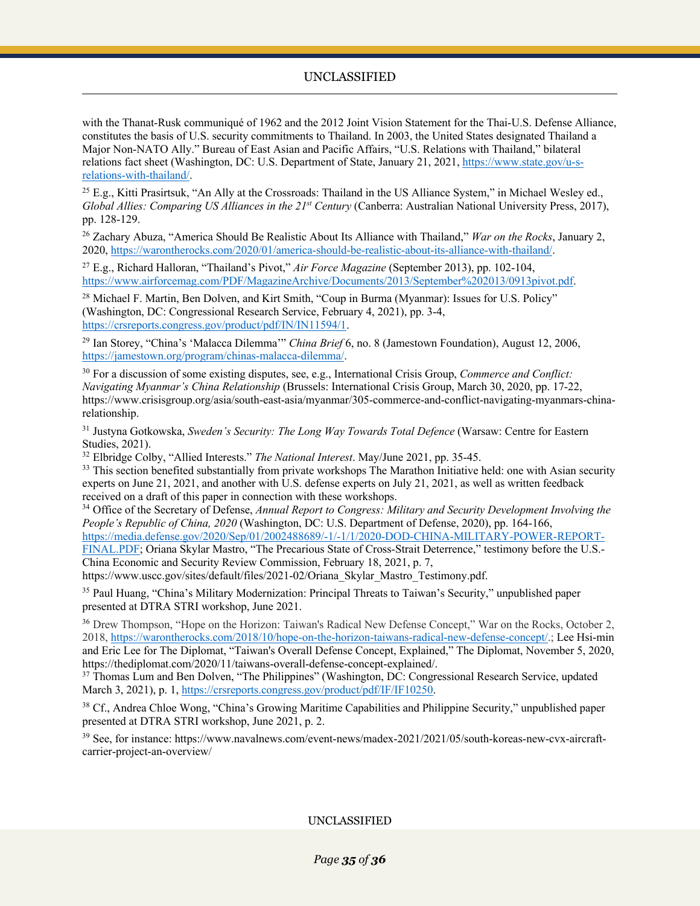with the Thanat-Rusk communiqué of 1962 and the 2012 Joint Vision Statement for the Thai-U.S. Defense Alliance, constitutes the basis of U.S. security commitments to Thailand. In 2003, the United States designated Thailand a Major Non-NATO Ally." Bureau of East Asian and Pacific Affairs, "U.S. Relations with Thailand," bilateral relations fact sheet (Washington, DC: U.S. Department of State, January 21, 2021, https://www.state.gov/u-s-relations-with-thailand/.

[25] E.g., Kitti Prasirtsuk, "An Ally at the Crossroads: Thailand in the US Alliance System," in Michael Wesley ed., *Global Allies: Comparing US Alliances in the 21st Century* (Canberra: Australian National University Press, 2017), pp. 128-129.

[26] Zachary Abuza, "America Should Be Realistic About Its Alliance with Thailand," *War on the Rocks*, January 2, 2020, https://warontherocks.com/2020/01/america-should-be-realistic-about-its-alliance-with-thailand/.

[27] E.g., Richard Halloran, "Thailand's Pivot," *Air Force Magazine* (September 2013), pp. 102-104, https://www.airforcemag.com/PDF/MagazineArchive/Documents/2013/September%202013/0913pivot.pdf.

[28] Michael F. Martin, Ben Dolven, and Kirt Smith, "Coup in Burma (Myanmar): Issues for U.S. Policy" (Washington, DC: Congressional Research Service, February 4, 2021), pp. 3-4, https://crsreports.congress.gov/product/pdf/IN/IN11594/1.

[29] Ian Storey, "China's 'Malacca Dilemma'" *China Brief* 6, no. 8 (Jamestown Foundation), August 12, 2006, https://jamestown.org/program/chinas-malacca-dilemma/.

[30] For a discussion of some existing disputes, see, e.g., International Crisis Group, *Commerce and Conflict: Navigating Myanmar's China Relationship* (Brussels: International Crisis Group, March 30, 2020, pp. 17-22, https://www.crisisgroup.org/asia/south-east-asia/myanmar/305-commerce-and-conflict-navigating-myanmars-china-relationship.

[31] Justyna Gotkowska, *Sweden's Security: The Long Way Towards Total Defence* (Warsaw: Centre for Eastern Studies, 2021).

[32] Elbridge Colby, "Allied Interests." *The National Interest*. May/June 2021, pp. 35-45.

[33] This section benefited substantially from private workshops The Marathon Initiative held: one with Asian security experts on June 21, 2021, and another with U.S. defense experts on July 21, 2021, as well as written feedback received on a draft of this paper in connection with these workshops.

[34] Office of the Secretary of Defense, *Annual Report to Congress: Military and Security Development Involving the People's Republic of China, 2020* (Washington, DC: U.S. Department of Defense, 2020), pp. 164-166, https://media.defense.gov/2020/Sep/01/2002488689/-1/-1/1/2020-DOD-CHINA-MILITARY-POWER-REPORT-FINAL.PDF; Oriana Skylar Mastro, "The Precarious State of Cross-Strait Deterrence," testimony before the U.S.-China Economic and Security Review Commission, February 18, 2021, p. 7, https://www.uscc.gov/sites/default/files/2021-02/Oriana_Skylar_Mastro_Testimony.pdf.

[35] Paul Huang, "China's Military Modernization: Principal Threats to Taiwan's Security," unpublished paper presented at DTRA STRI workshop, June 2021.

[36] Drew Thompson, "Hope on the Horizon: Taiwan's Radical New Defense Concept," War on the Rocks, October 2, 2018, https://warontherocks.com/2018/10/hope-on-the-horizon-taiwans-radical-new-defense-concept/.; Lee Hsi-min and Eric Lee for The Diplomat, "Taiwan's Overall Defense Concept, Explained," The Diplomat, November 5, 2020, https://thediplomat.com/2020/11/taiwans-overall-defense-concept-explained/.

[37] Thomas Lum and Ben Dolven, "The Philippines" (Washington, DC: Congressional Research Service, updated March 3, 2021), p. 1, https://crsreports.congress.gov/product/pdf/IF/IF10250.

[38] Cf., Andrea Chloe Wong, "China's Growing Maritime Capabilities and Philippine Security," unpublished paper presented at DTRA STRI workshop, June 2021, p. 2.

[39] See, for instance: https://www.navalnews.com/event-news/madex-2021/2021/05/south-koreas-new-cvx-aircraft-carrier-project-an-overview/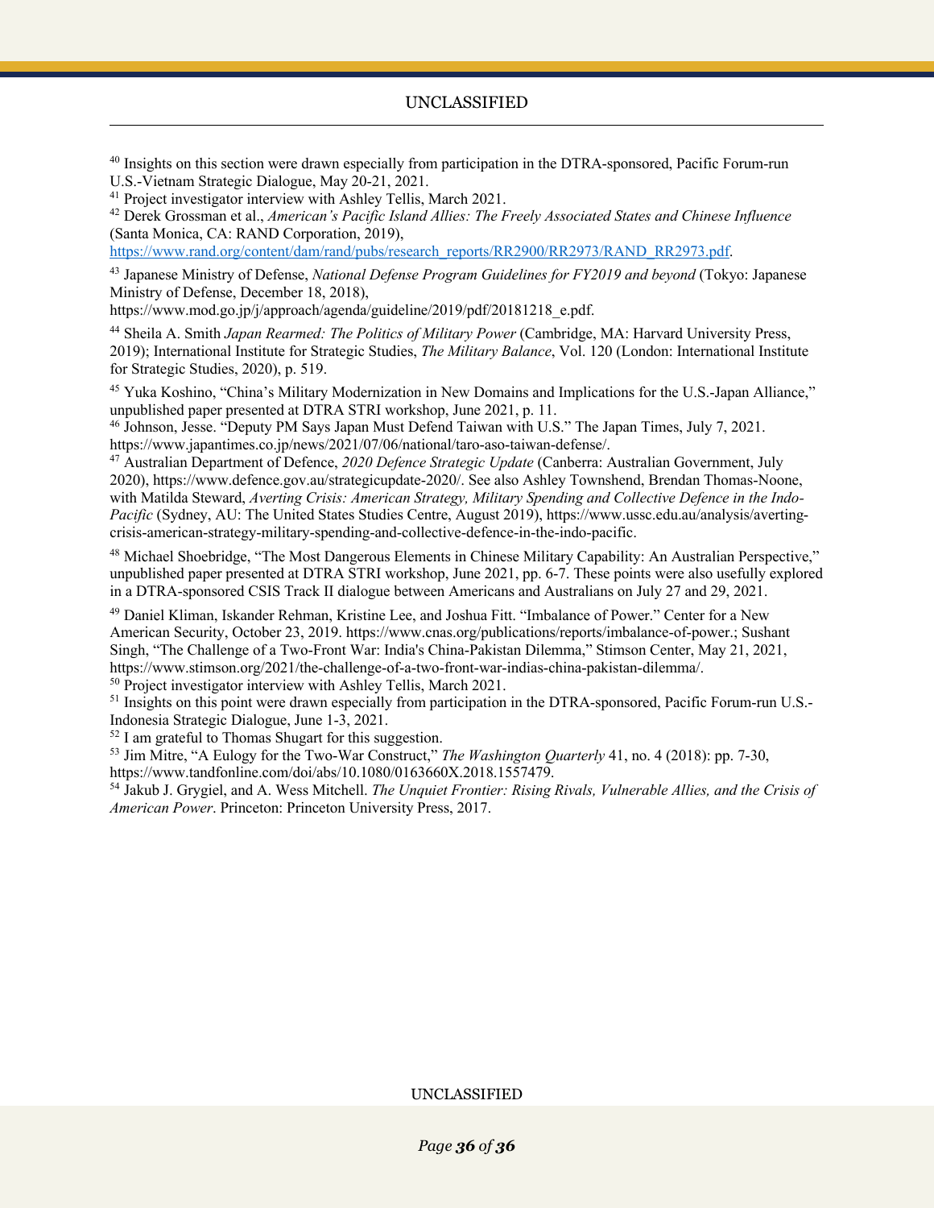[40] Insights on this section were drawn especially from participation in the DTRA-sponsored, Pacific Forum-run U.S.-Vietnam Strategic Dialogue, May 20-21, 2021.

[41] Project investigator interview with Ashley Tellis, March 2021.

[42] Derek Grossman et al., *American's Pacific Island Allies: The Freely Associated States and Chinese Influence* (Santa Monica, CA: RAND Corporation, 2019), https://www.rand.org/content/dam/rand/pubs/research_reports/RR2900/RR2973/RAND_RR2973.pdf.

[43] Japanese Ministry of Defense, *National Defense Program Guidelines for FY2019 and beyond* (Tokyo: Japanese Ministry of Defense, December 18, 2018), https://www.mod.go.jp/j/approach/agenda/guideline/2019/pdf/20181218_e.pdf.

[44] Sheila A. Smith *Japan Rearmed: The Politics of Military Power* (Cambridge, MA: Harvard University Press, 2019); International Institute for Strategic Studies, *The Military Balance*, Vol. 120 (London: International Institute for Strategic Studies, 2020), p. 519.

[45] Yuka Koshino, "China's Military Modernization in New Domains and Implications for the U.S.-Japan Alliance," unpublished paper presented at DTRA STRI workshop, June 2021, p. 11.

[46] Johnson, Jesse. "Deputy PM Says Japan Must Defend Taiwan with U.S." The Japan Times, July 7, 2021. https://www.japantimes.co.jp/news/2021/07/06/national/taro-aso-taiwan-defense/.

[47] Australian Department of Defence, *2020 Defence Strategic Update* (Canberra: Australian Government, July 2020), https://www.defence.gov.au/strategicupdate-2020/. See also Ashley Townshend, Brendan Thomas-Noone, with Matilda Steward, *Averting Crisis: American Strategy, Military Spending and Collective Defence in the Indo-Pacific* (Sydney, AU: The United States Studies Centre, August 2019), https://www.ussc.edu.au/analysis/averting-crisis-american-strategy-military-spending-and-collective-defence-in-the-indo-pacific.

[48] Michael Shoebridge, "The Most Dangerous Elements in Chinese Military Capability: An Australian Perspective," unpublished paper presented at DTRA STRI workshop, June 2021, pp. 6-7. These points were also usefully explored in a DTRA-sponsored CSIS Track II dialogue between Americans and Australians on July 27 and 29, 2021.

[49] Daniel Kliman, Iskander Rehman, Kristine Lee, and Joshua Fitt. "Imbalance of Power." Center for a New American Security, October 23, 2019. https://www.cnas.org/publications/reports/imbalance-of-power.; Sushant Singh, "The Challenge of a Two-Front War: India's China-Pakistan Dilemma," Stimson Center, May 21, 2021, https://www.stimson.org/2021/the-challenge-of-a-two-front-war-indias-china-pakistan-dilemma/.

[50] Project investigator interview with Ashley Tellis, March 2021.

[51] Insights on this point were drawn especially from participation in the DTRA-sponsored, Pacific Forum-run U.S.-Indonesia Strategic Dialogue, June 1-3, 2021.

[52] I am grateful to Thomas Shugart for this suggestion.

[53] Jim Mitre, "A Eulogy for the Two-War Construct," *The Washington Quarterly* 41, no. 4 (2018): pp. 7-30, https://www.tandfonline.com/doi/abs/10.1080/0163660X.2018.1557479.

[54] Jakub J. Grygiel, and A. Wess Mitchell. *The Unquiet Frontier: Rising Rivals, Vulnerable Allies, and the Crisis of American Power*. Princeton: Princeton University Press, 2017.